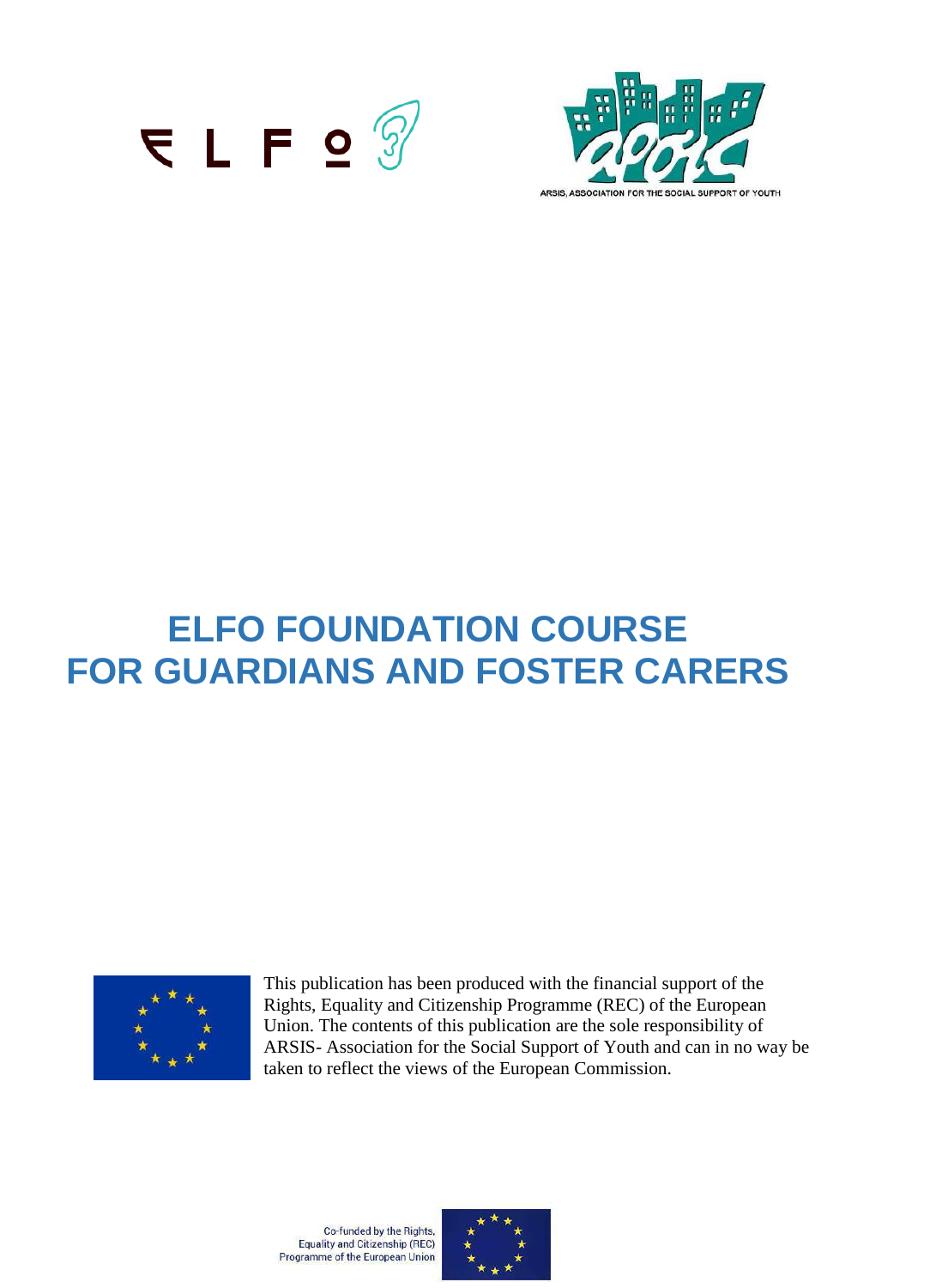ARSIS, ASSOCIATION FOR THE SOCIAL SUPPORT OF YOUTH

# ELFO FOUNDATION COURSE FOR GUARDIANS AND FOSTER CARERS

This publication has been produced with the financial support of the Rights, Equality and Citizenship Programme (REC) of the European Union. The contents of this publication are the sole responsibility of ARSIS- Association for the Social Support of Youth and can in no way be taken to reflect the views of the European Commission.

Co-funded by the Rights, Equality and Citizenship (REC) Programme of the European Union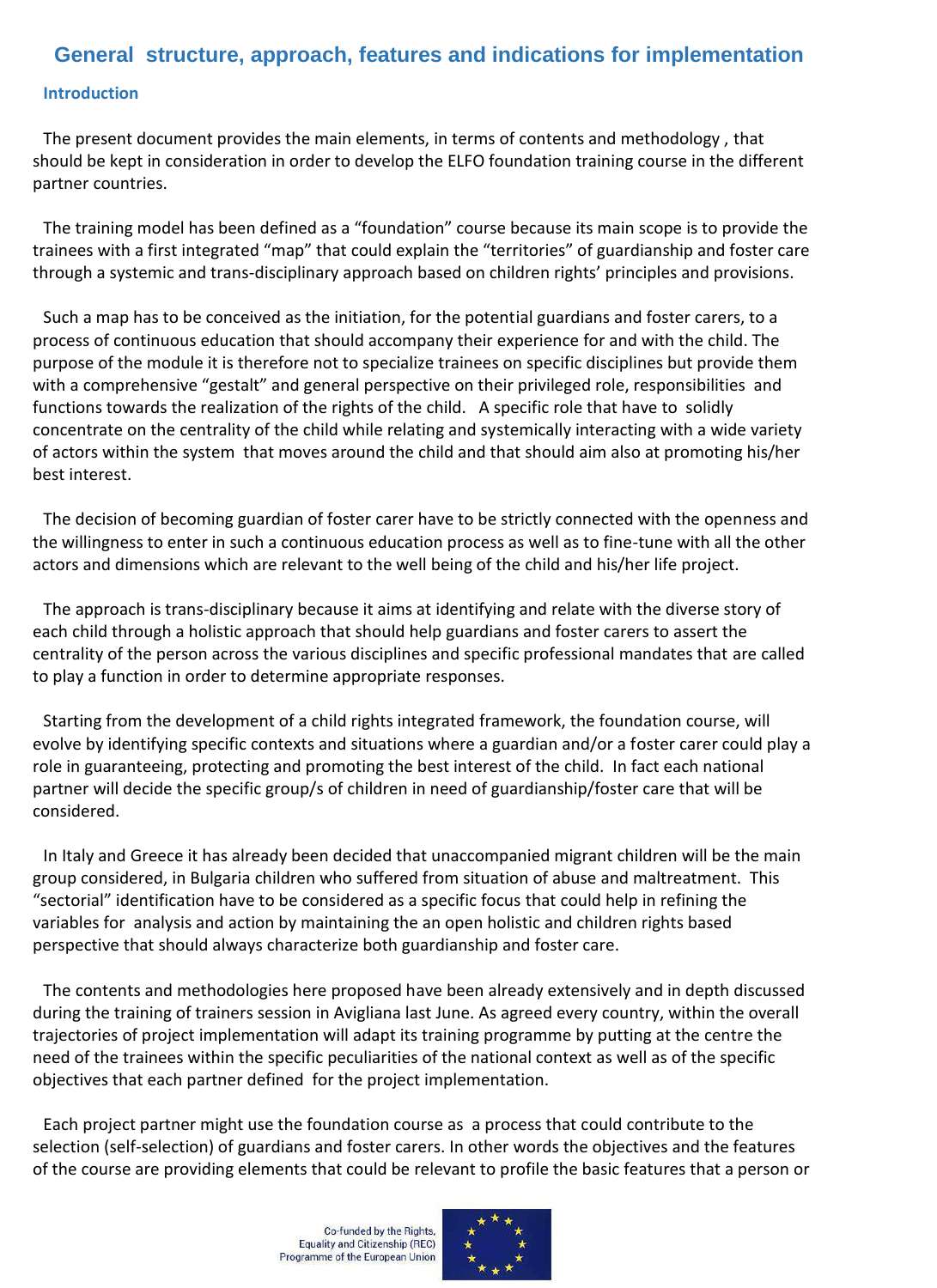# General structure, approach, features and indications for implementation

## Introduction

The present document provides the main elements, in terms of contents and methodology , that should be kept in consideration in order to develop the ELFO foundation training course in the different partner countries.

The training model has been defined as a "foundation" course because its main scope is to provide the trainees with a first integrated "map" that could explain the "territories" of guardianship and foster care through a systemic and trans-disciplinary approach based on children rights' principles and provisions.

Such a map has to be conceived as the initiation, for the potential guardians and foster carers, to a process of continuous education that should accompany their experience for and with the child. The purpose of the module it is therefore not to specialize trainees on specific disciplines but provide them with a comprehensive "gestalt" and general perspective on their privileged role, responsibilities and functions towards the realization of the rights of the child. A specific role that have to solidly concentrate on the centrality of the child while relating and systemically interacting with a wide variety of actors within the system that moves around the child and that should aim also at promoting his/her best interest.

The decision of becoming guardian of foster carer have to be strictly connected with the openness and the willingness to enter in such a continuous education process as well as to fine-tune with all the other actors and dimensions which are relevant to the well being of the child and his/her life project.

The approach is trans-disciplinary because it aims at identifying and relate with the diverse story of each child through a holistic approach that should help guardians and foster carers to assert the centrality of the person across the various disciplines and specific professional mandates that are called to play a function in order to determine appropriate responses.

Starting from the development of a child rights integrated framework, the foundation course, will evolve by identifying specific contexts and situations where a guardian and/or a foster carer could play a role in guaranteeing, protecting and promoting the best interest of the child. In fact each national partner will decide the specific group/s of children in need of guardianship/foster care that will be considered.

In Italy and Greece it has already been decided that unaccompanied migrant children will be the main group considered, in Bulgaria children who suffered from situation of abuse and maltreatment. This "sectorial" identification have to be considered as a specific focus that could help in refining the variables for analysis and action by maintaining the an open holistic and children rights based perspective that should always characterize both guardianship and foster care.

The contents and methodologies here proposed have been already extensively and in depth discussed during the training of trainers session in Avigliana last June. As agreed every country, within the overall trajectories of project implementation will adapt its training programme by putting at the centre the need of the trainees within the specific peculiarities of the national context as well as of the specific objectives that each partner defined for the project implementation.

Each project partner might use the foundation course as a process that could contribute to the selection (self-selection) of guardians and foster carers. In other words the objectives and the features of the course are providing elements that could be relevant to profile the basic features that a person or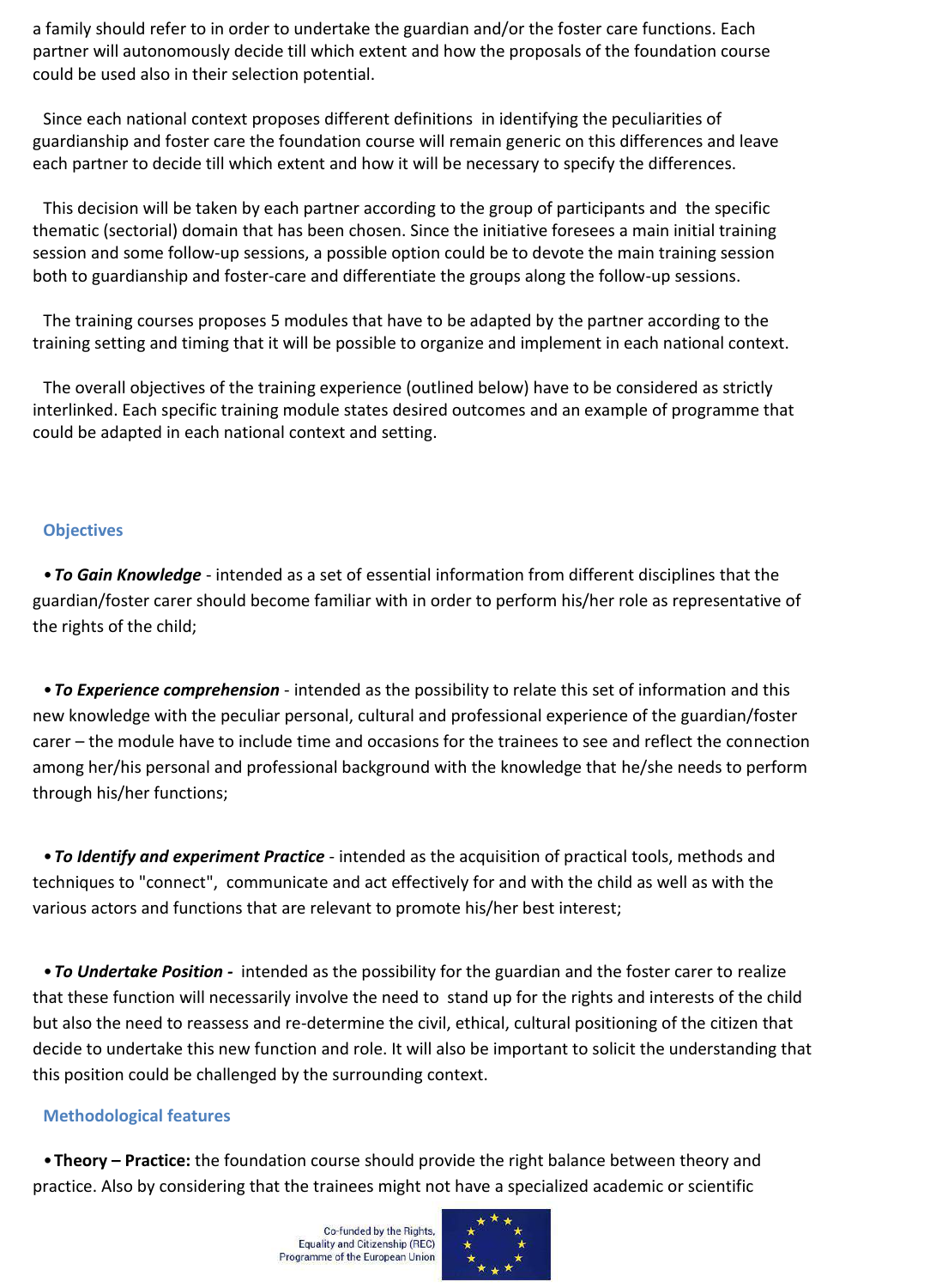a family should refer to in order to undertake the guardian and/or the foster care functions. Each partner will autonomously decide till which extent and how the proposals of the foundation course could be used also in their selection potential.

Since each national context proposes different definitions in identifying the peculiarities of guardianship and foster care the foundation course will remain generic on this differences and leave each partner to decide till which extent and how it will be necessary to specify the differences.

This decision will be taken by each partner according to the group of participants and the specific thematic (sectorial) domain that has been chosen. Since the initiative foresees a main initial training session and some follow-up sessions, a possible option could be to devote the main training session both to guardianship and foster-care and differentiate the groups along the follow-up sessions.

The training courses proposes 5 modules that have to be adapted by the partner according to the training setting and timing that it will be possible to organize and implement in each national context.

The overall objectives of the training experience (outlined below) have to be considered as strictly interlinked. Each specific training module states desired outcomes and an example of programme that could be adapted in each national context and setting.

## Objectives

- ***To Gain Knowledge*** - intended as a set of essential information from different disciplines that the guardian/foster carer should become familiar with in order to perform his/her role as representative of the rights of the child;

- ***To Experience comprehension*** - intended as the possibility to relate this set of information and this new knowledge with the peculiar personal, cultural and professional experience of the guardian/foster carer – the module have to include time and occasions for the trainees to see and reflect the connection among her/his personal and professional background with the knowledge that he/she needs to perform through his/her functions;

- ***To Identify and experiment Practice*** - intended as the acquisition of practical tools, methods and techniques to "connect", communicate and act effectively for and with the child as well as with the various actors and functions that are relevant to promote his/her best interest;

- ***To Undertake Position -*** intended as the possibility for the guardian and the foster carer to realize that these function will necessarily involve the need to stand up for the rights and interests of the child but also the need to reassess and re-determine the civil, ethical, cultural positioning of the citizen that decide to undertake this new function and role. It will also be important to solicit the understanding that this position could be challenged by the surrounding context.

## Methodological features

- **Theory – Practice:** the foundation course should provide the right balance between theory and practice. Also by considering that the trainees might not have a specialized academic or scientific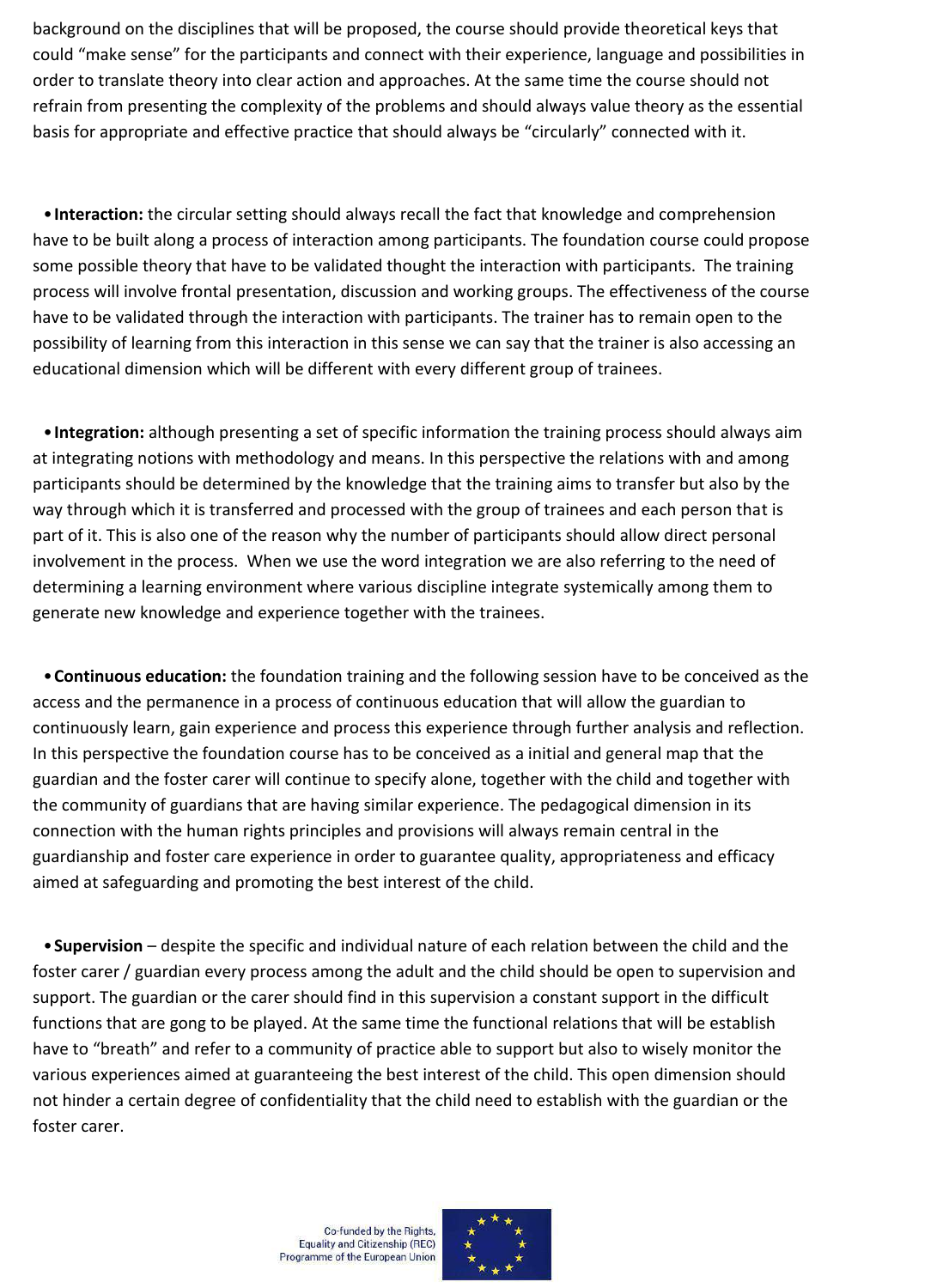background on the disciplines that will be proposed, the course should provide theoretical keys that could "make sense" for the participants and connect with their experience, language and possibilities in order to translate theory into clear action and approaches. At the same time the course should not refrain from presenting the complexity of the problems and should always value theory as the essential basis for appropriate and effective practice that should always be "circularly" connected with it.

- **Interaction:** the circular setting should always recall the fact that knowledge and comprehension have to be built along a process of interaction among participants. The foundation course could propose some possible theory that have to be validated thought the interaction with participants. The training process will involve frontal presentation, discussion and working groups. The effectiveness of the course have to be validated through the interaction with participants. The trainer has to remain open to the possibility of learning from this interaction in this sense we can say that the trainer is also accessing an educational dimension which will be different with every different group of trainees.

- **Integration:** although presenting a set of specific information the training process should always aim at integrating notions with methodology and means. In this perspective the relations with and among participants should be determined by the knowledge that the training aims to transfer but also by the way through which it is transferred and processed with the group of trainees and each person that is part of it. This is also one of the reason why the number of participants should allow direct personal involvement in the process. When we use the word integration we are also referring to the need of determining a learning environment where various discipline integrate systemically among them to generate new knowledge and experience together with the trainees.

- **Continuous education:** the foundation training and the following session have to be conceived as the access and the permanence in a process of continuous education that will allow the guardian to continuously learn, gain experience and process this experience through further analysis and reflection. In this perspective the foundation course has to be conceived as a initial and general map that the guardian and the foster carer will continue to specify alone, together with the child and together with the community of guardians that are having similar experience. The pedagogical dimension in its connection with the human rights principles and provisions will always remain central in the guardianship and foster care experience in order to guarantee quality, appropriateness and efficacy aimed at safeguarding and promoting the best interest of the child.

- **Supervision** – despite the specific and individual nature of each relation between the child and the foster carer / guardian every process among the adult and the child should be open to supervision and support. The guardian or the carer should find in this supervision a constant support in the difficult functions that are gong to be played. At the same time the functional relations that will be establish have to "breath" and refer to a community of practice able to support but also to wisely monitor the various experiences aimed at guaranteeing the best interest of the child. This open dimension should not hinder a certain degree of confidentiality that the child need to establish with the guardian or the foster carer.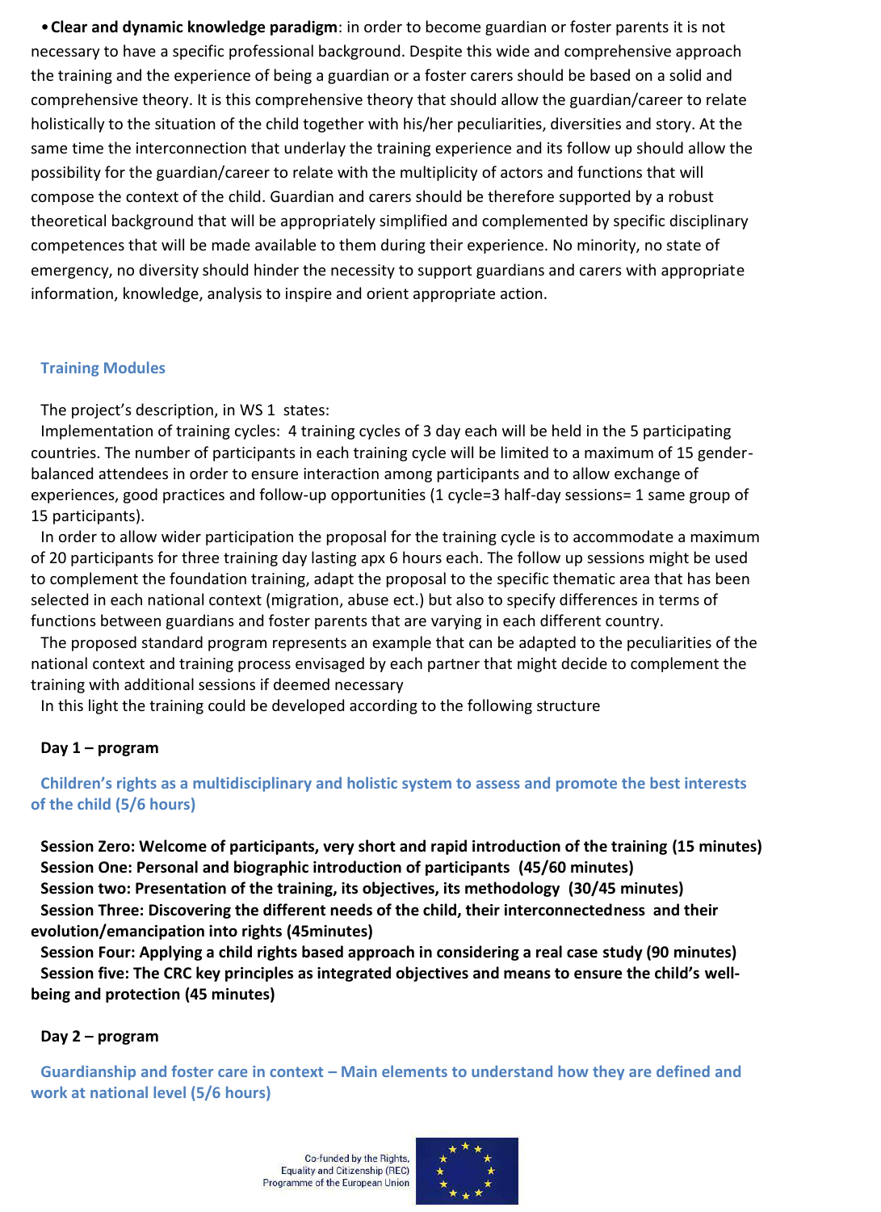- **Clear and dynamic knowledge paradigm**: in order to become guardian or foster parents it is not necessary to have a specific professional background. Despite this wide and comprehensive approach the training and the experience of being a guardian or a foster carers should be based on a solid and comprehensive theory. It is this comprehensive theory that should allow the guardian/career to relate holistically to the situation of the child together with his/her peculiarities, diversities and story. At the same time the interconnection that underlay the training experience and its follow up should allow the possibility for the guardian/career to relate with the multiplicity of actors and functions that will compose the context of the child. Guardian and carers should be therefore supported by a robust theoretical background that will be appropriately simplified and complemented by specific disciplinary competences that will be made available to them during their experience. No minority, no state of emergency, no diversity should hinder the necessity to support guardians and carers with appropriate information, knowledge, analysis to inspire and orient appropriate action.

## Training Modules

The project's description, in WS 1 states:

Implementation of training cycles: 4 training cycles of 3 day each will be held in the 5 participating countries. The number of participants in each training cycle will be limited to a maximum of 15 gender-balanced attendees in order to ensure interaction among participants and to allow exchange of experiences, good practices and follow-up opportunities (1 cycle=3 half-day sessions= 1 same group of 15 participants).

In order to allow wider participation the proposal for the training cycle is to accommodate a maximum of 20 participants for three training day lasting apx 6 hours each. The follow up sessions might be used to complement the foundation training, adapt the proposal to the specific thematic area that has been selected in each national context (migration, abuse ect.) but also to specify differences in terms of functions between guardians and foster parents that are varying in each different country.

The proposed standard program represents an example that can be adapted to the peculiarities of the national context and training process envisaged by each partner that might decide to complement the training with additional sessions if deemed necessary

In this light the training could be developed according to the following structure

### Day 1 – program

### Children's rights as a multidisciplinary and holistic system to assess and promote the best interests of the child (5/6 hours)

**Session Zero: Welcome of participants, very short and rapid introduction of the training (15 minutes)**
**Session One: Personal and biographic introduction of participants (45/60 minutes)**
**Session two: Presentation of the training, its objectives, its methodology (30/45 minutes)**
**Session Three: Discovering the different needs of the child, their interconnectedness and their evolution/emancipation into rights (45minutes)**
**Session Four: Applying a child rights based approach in considering a real case study (90 minutes)**
**Session five: The CRC key principles as integrated objectives and means to ensure the child's well-being and protection (45 minutes)**

### Day 2 – program

### Guardianship and foster care in context – Main elements to understand how they are defined and work at national level (5/6 hours)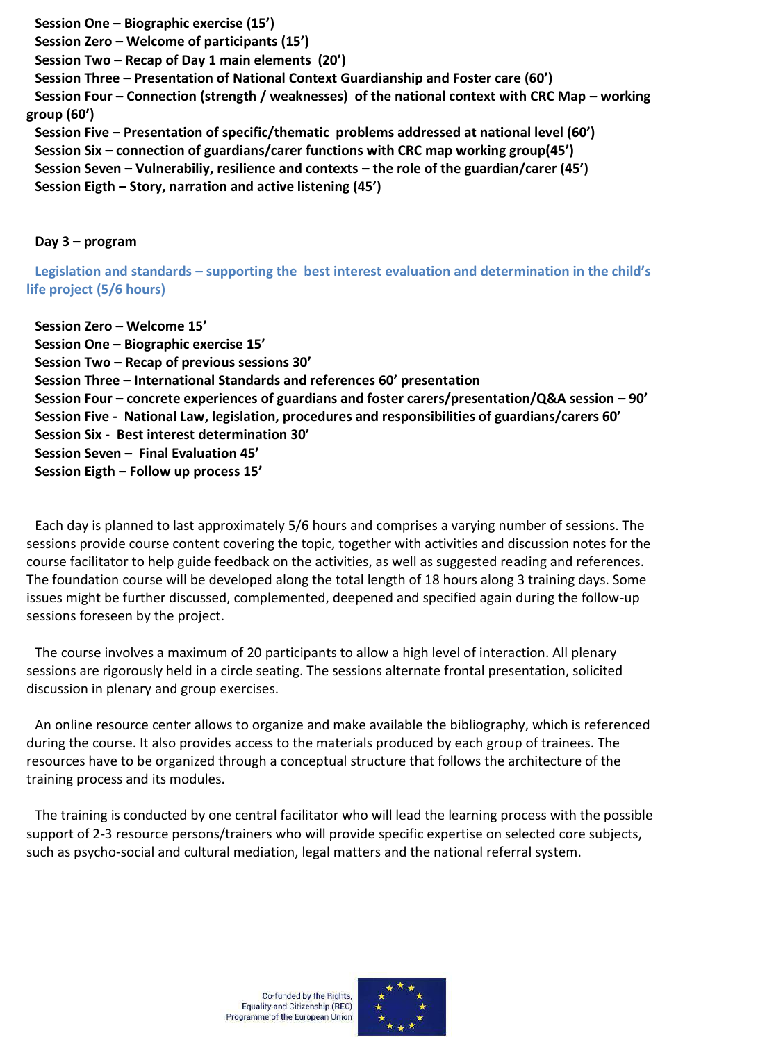**Session One – Biographic exercise (15')**
**Session Zero – Welcome of participants (15')**
**Session Two – Recap of Day 1 main elements (20')**
**Session Three – Presentation of National Context Guardianship and Foster care (60')**
**Session Four – Connection (strength / weaknesses) of the national context with CRC Map – working group (60')**
**Session Five – Presentation of specific/thematic problems addressed at national level (60')**
**Session Six – connection of guardians/carer functions with CRC map working group(45')**
**Session Seven – Vulnerabiliy, resilience and contexts – the role of the guardian/carer (45')**
**Session Eigth – Story, narration and active listening (45')**

**Day 3 – program**

**Legislation and standards – supporting the best interest evaluation and determination in the child's life project (5/6 hours)**

**Session Zero – Welcome 15'**
**Session One – Biographic exercise 15'**
**Session Two – Recap of previous sessions 30'**
**Session Three – International Standards and references 60' presentation**
**Session Four – concrete experiences of guardians and foster carers/presentation/Q&A session – 90'**
**Session Five - National Law, legislation, procedures and responsibilities of guardians/carers 60'**
**Session Six - Best interest determination 30'**
**Session Seven – Final Evaluation 45'**
**Session Eigth – Follow up process 15'**

Each day is planned to last approximately 5/6 hours and comprises a varying number of sessions. The sessions provide course content covering the topic, together with activities and discussion notes for the course facilitator to help guide feedback on the activities, as well as suggested reading and references. The foundation course will be developed along the total length of 18 hours along 3 training days. Some issues might be further discussed, complemented, deepened and specified again during the follow-up sessions foreseen by the project.

The course involves a maximum of 20 participants to allow a high level of interaction. All plenary sessions are rigorously held in a circle seating. The sessions alternate frontal presentation, solicited discussion in plenary and group exercises.

An online resource center allows to organize and make available the bibliography, which is referenced during the course. It also provides access to the materials produced by each group of trainees. The resources have to be organized through a conceptual structure that follows the architecture of the training process and its modules.

The training is conducted by one central facilitator who will lead the learning process with the possible support of 2-3 resource persons/trainers who will provide specific expertise on selected core subjects, such as psycho-social and cultural mediation, legal matters and the national referral system.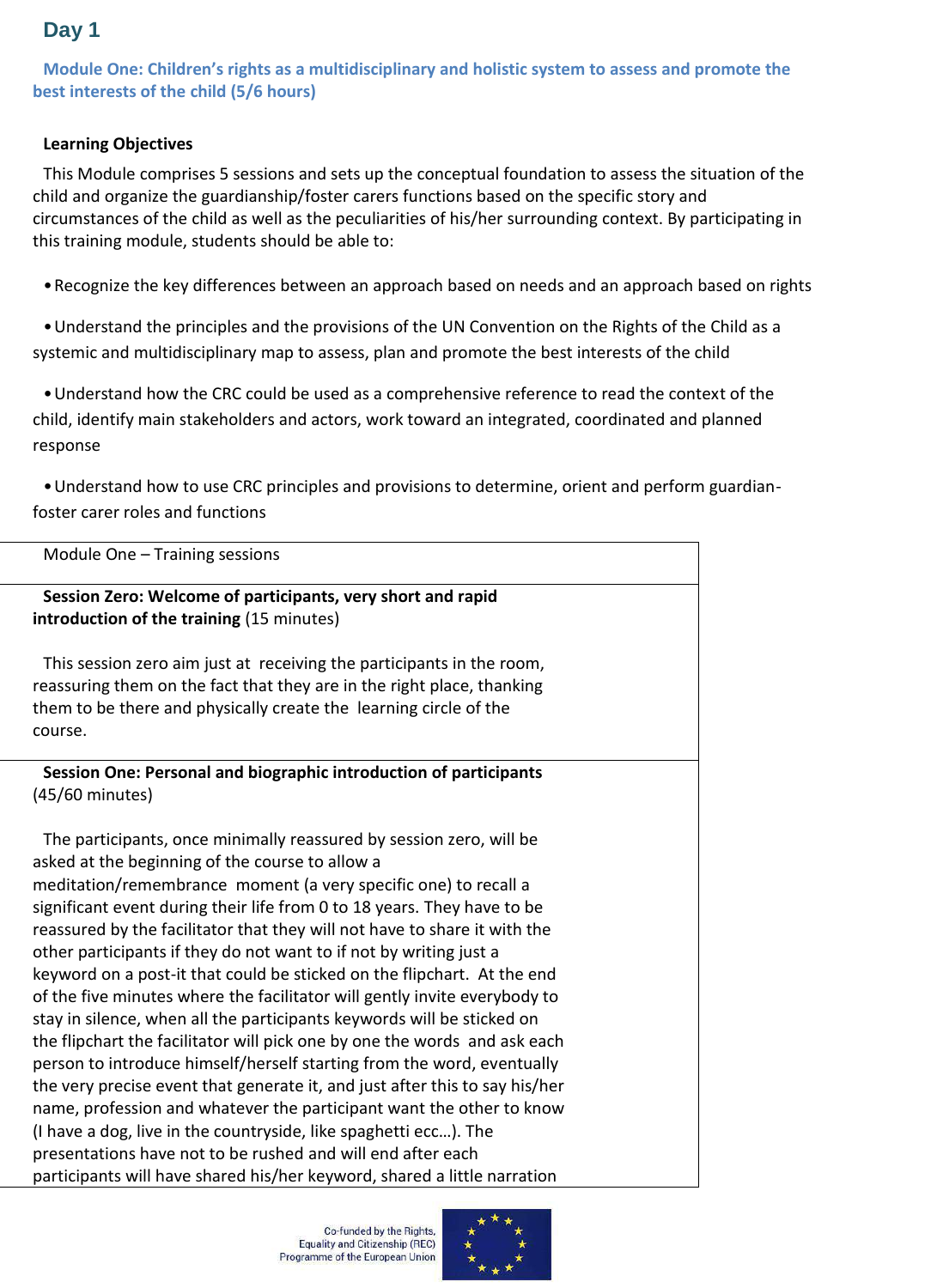## Day 1

### Module One: Children's rights as a multidisciplinary and holistic system to assess and promote the best interests of the child (5/6 hours)

**Learning Objectives**

This Module comprises 5 sessions and sets up the conceptual foundation to assess the situation of the child and organize the guardianship/foster carers functions based on the specific story and circumstances of the child as well as the peculiarities of his/her surrounding context. By participating in this training module, students should be able to:

- Recognize the key differences between an approach based on needs and an approach based on rights
- Understand the principles and the provisions of the UN Convention on the Rights of the Child as a systemic and multidisciplinary map to assess, plan and promote the best interests of the child
- Understand how the CRC could be used as a comprehensive reference to read the context of the child, identify main stakeholders and actors, work toward an integrated, coordinated and planned response
- Understand how to use CRC principles and provisions to determine, orient and perform guardian-foster carer roles and functions

| Module One – Training sessions |
|---|
| **Session Zero: Welcome of participants, very short and rapid introduction of the training** (15 minutes)<br><br>This session zero aim just at receiving the participants in the room, reassuring them on the fact that they are in the right place, thanking them to be there and physically create the learning circle of the course. |
| **Session One: Personal and biographic introduction of participants** (45/60 minutes)<br><br>The participants, once minimally reassured by session zero, will be asked at the beginning of the course to allow a meditation/remembrance moment (a very specific one) to recall a significant event during their life from 0 to 18 years. They have to be reassured by the facilitator that they will not have to share it with the other participants if they do not want to if not by writing just a keyword on a post-it that could be sticked on the flipchart. At the end of the five minutes where the facilitator will gently invite everybody to stay in silence, when all the participants keywords will be sticked on the flipchart the facilitator will pick one by one the words and ask each person to introduce himself/herself starting from the word, eventually the very precise event that generate it, and just after this to say his/her name, profession and whatever the participant want the other to know (I have a dog, live in the countryside, like spaghetti ecc…). The presentations have not to be rushed and will end after each participants will have shared his/her keyword, shared a little narration |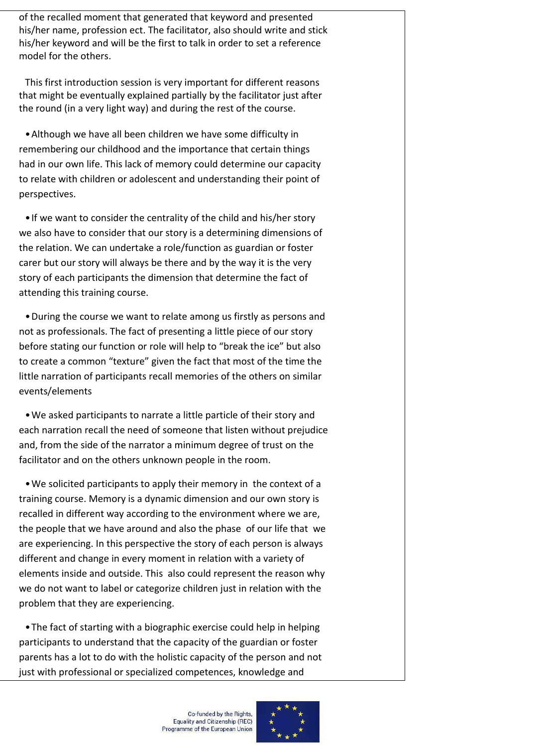of the recalled moment that generated that keyword and presented his/her name, profession ect. The facilitator, also should write and stick his/her keyword and will be the first to talk in order to set a reference model for the others.

This first introduction session is very important for different reasons that might be eventually explained partially by the facilitator just after the round (in a very light way) and during the rest of the course.

- Although we have all been children we have some difficulty in remembering our childhood and the importance that certain things had in our own life. This lack of memory could determine our capacity to relate with children or adolescent and understanding their point of perspectives.
- If we want to consider the centrality of the child and his/her story we also have to consider that our story is a determining dimensions of the relation. We can undertake a role/function as guardian or foster carer but our story will always be there and by the way it is the very story of each participants the dimension that determine the fact of attending this training course.
- During the course we want to relate among us firstly as persons and not as professionals. The fact of presenting a little piece of our story before stating our function or role will help to "break the ice" but also to create a common "texture" given the fact that most of the time the little narration of participants recall memories of the others on similar events/elements
- We asked participants to narrate a little particle of their story and each narration recall the need of someone that listen without prejudice and, from the side of the narrator a minimum degree of trust on the facilitator and on the others unknown people in the room.
- We solicited participants to apply their memory in the context of a training course. Memory is a dynamic dimension and our own story is recalled in different way according to the environment where we are, the people that we have around and also the phase of our life that we are experiencing. In this perspective the story of each person is always different and change in every moment in relation with a variety of elements inside and outside. This also could represent the reason why we do not want to label or categorize children just in relation with the problem that they are experiencing.
- The fact of starting with a biographic exercise could help in helping participants to understand that the capacity of the guardian or foster parents has a lot to do with the holistic capacity of the person and not just with professional or specialized competences, knowledge and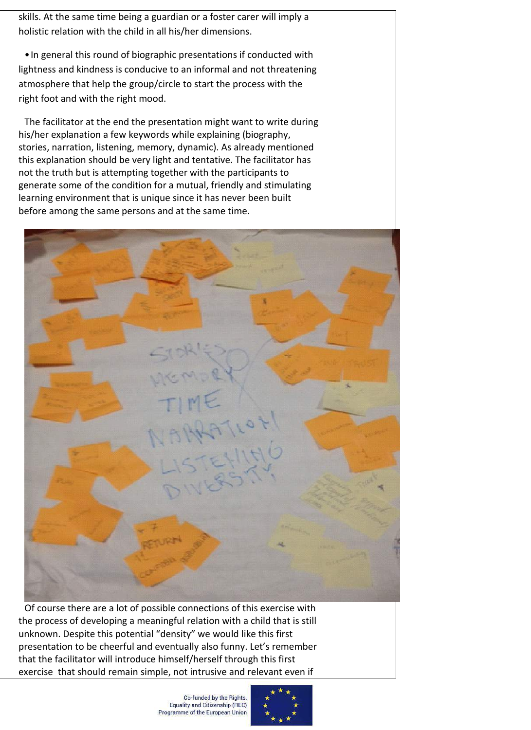skills. At the same time being a guardian or a foster carer will imply a holistic relation with the child in all his/her dimensions.

- In general this round of biographic presentations if conducted with lightness and kindness is conducive to an informal and not threatening atmosphere that help the group/circle to start the process with the right foot and with the right mood.

The facilitator at the end the presentation might want to write during his/her explanation a few keywords while explaining (biography, stories, narration, listening, memory, dynamic). As already mentioned this explanation should be very light and tentative. The facilitator has not the truth but is attempting together with the participants to generate some of the condition for a mutual, friendly and stimulating learning environment that is unique since it has never been built before among the same persons and at the same time.

Of course there are a lot of possible connections of this exercise with the process of developing a meaningful relation with a child that is still unknown. Despite this potential "density" we would like this first presentation to be cheerful and eventually also funny. Let's remember that the facilitator will introduce himself/herself through this first exercise that should remain simple, not intrusive and relevant even if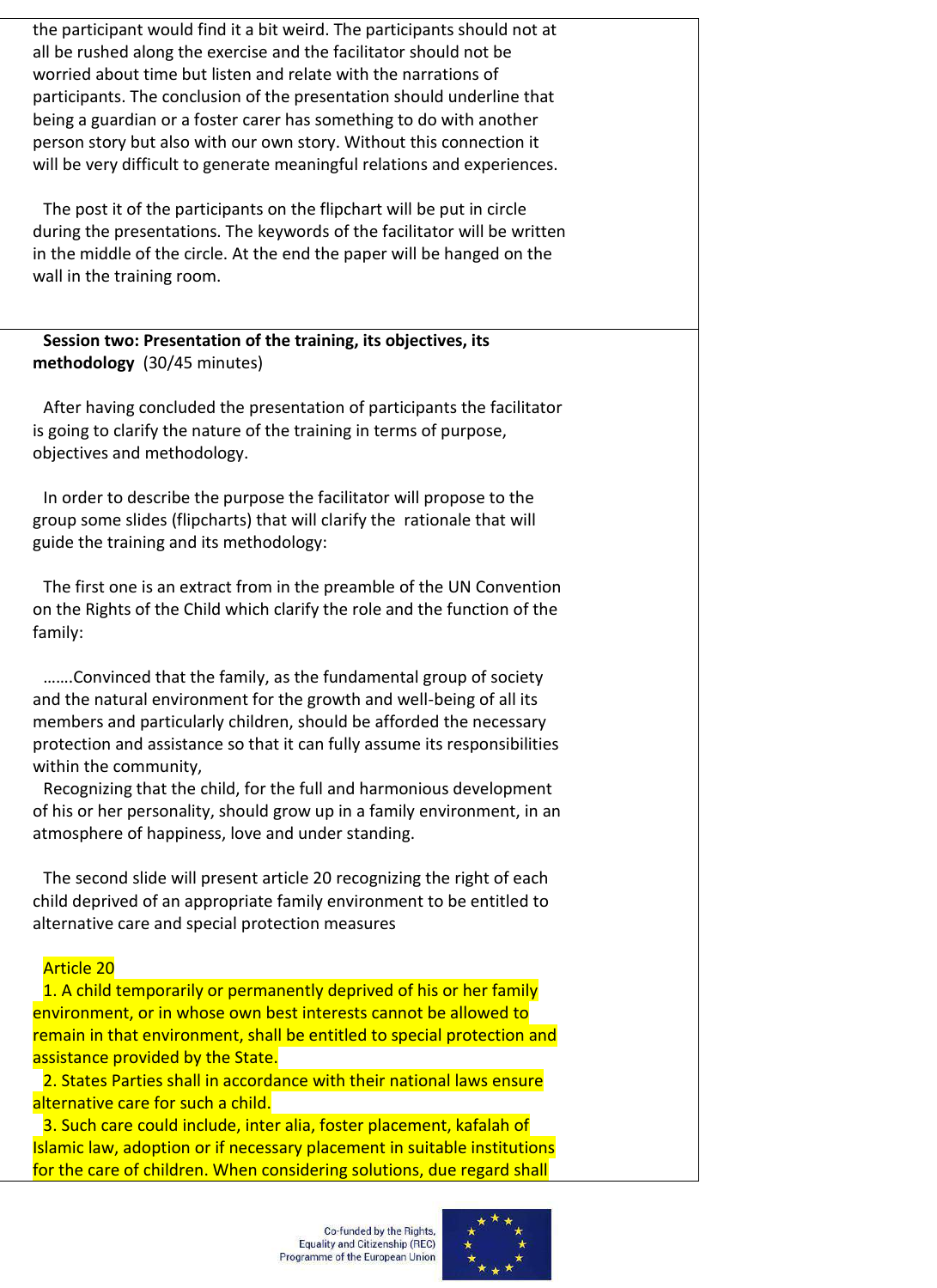the participant would find it a bit weird. The participants should not at all be rushed along the exercise and the facilitator should not be worried about time but listen and relate with the narrations of participants. The conclusion of the presentation should underline that being a guardian or a foster carer has something to do with another person story but also with our own story. Without this connection it will be very difficult to generate meaningful relations and experiences.

The post it of the participants on the flipchart will be put in circle during the presentations. The keywords of the facilitator will be written in the middle of the circle. At the end the paper will be hanged on the wall in the training room.

**Session two: Presentation of the training, its objectives, its methodology** (30/45 minutes)

After having concluded the presentation of participants the facilitator is going to clarify the nature of the training in terms of purpose, objectives and methodology.

In order to describe the purpose the facilitator will propose to the group some slides (flipcharts) that will clarify the rationale that will guide the training and its methodology:

The first one is an extract from in the preamble of the UN Convention on the Rights of the Child which clarify the role and the function of the family:

…….Convinced that the family, as the fundamental group of society and the natural environment for the growth and well-being of all its members and particularly children, should be afforded the necessary protection and assistance so that it can fully assume its responsibilities within the community,

Recognizing that the child, for the full and harmonious development of his or her personality, should grow up in a family environment, in an atmosphere of happiness, love and under standing.

The second slide will present article 20 recognizing the right of each child deprived of an appropriate family environment to be entitled to alternative care and special protection measures

Article 20

1. A child temporarily or permanently deprived of his or her family environment, or in whose own best interests cannot be allowed to remain in that environment, shall be entitled to special protection and assistance provided by the State.
2. States Parties shall in accordance with their national laws ensure alternative care for such a child.
3. Such care could include, inter alia, foster placement, kafalah of Islamic law, adoption or if necessary placement in suitable institutions for the care of children. When considering solutions, due regard shall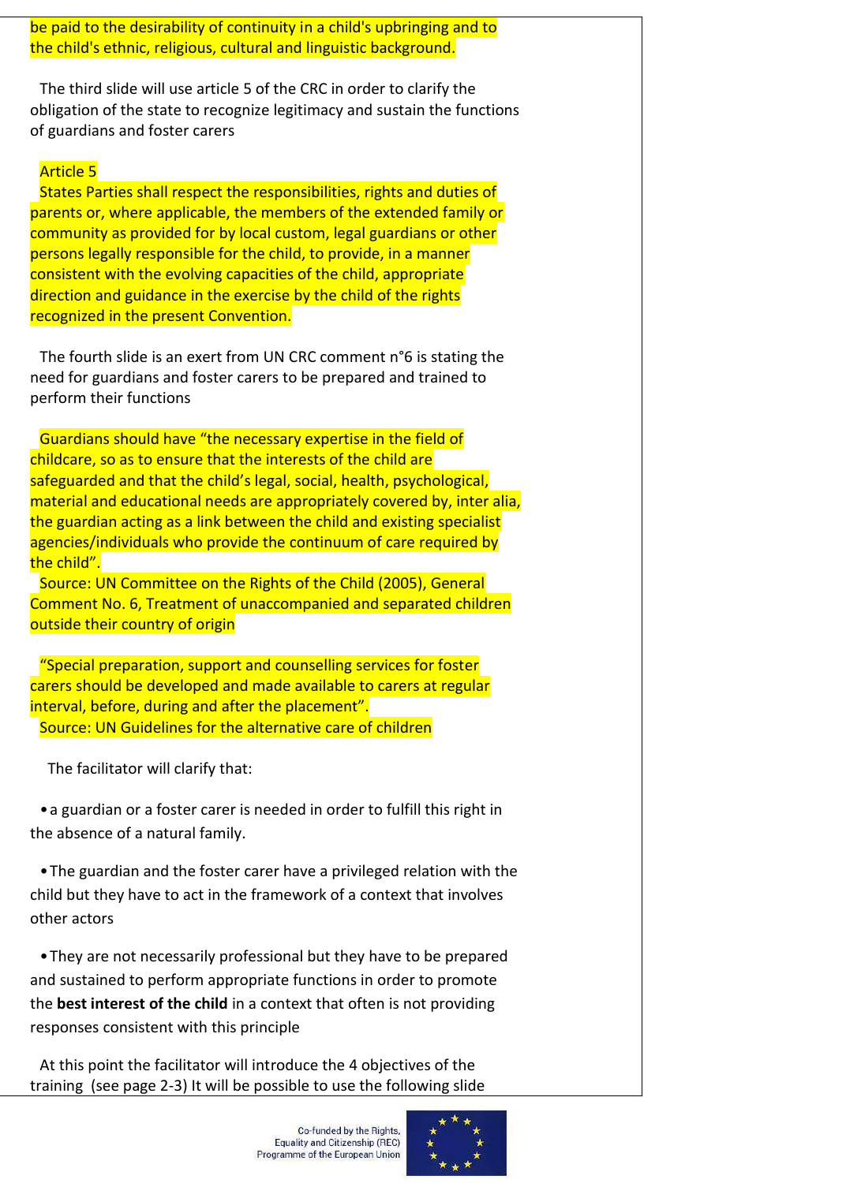be paid to the desirability of continuity in a child's upbringing and to the child's ethnic, religious, cultural and linguistic background.

The third slide will use article 5 of the CRC in order to clarify the obligation of the state to recognize legitimacy and sustain the functions of guardians and foster carers

Article 5

States Parties shall respect the responsibilities, rights and duties of parents or, where applicable, the members of the extended family or community as provided for by local custom, legal guardians or other persons legally responsible for the child, to provide, in a manner consistent with the evolving capacities of the child, appropriate direction and guidance in the exercise by the child of the rights recognized in the present Convention.

The fourth slide is an exert from UN CRC comment n°6 is stating the need for guardians and foster carers to be prepared and trained to perform their functions

Guardians should have "the necessary expertise in the field of childcare, so as to ensure that the interests of the child are safeguarded and that the child's legal, social, health, psychological, material and educational needs are appropriately covered by, inter alia, the guardian acting as a link between the child and existing specialist agencies/individuals who provide the continuum of care required by the child".

Source: UN Committee on the Rights of the Child (2005), General Comment No. 6, Treatment of unaccompanied and separated children outside their country of origin

"Special preparation, support and counselling services for foster carers should be developed and made available to carers at regular interval, before, during and after the placement".

Source: UN Guidelines for the alternative care of children

The facilitator will clarify that:

- a guardian or a foster carer is needed in order to fulfill this right in the absence of a natural family.
- The guardian and the foster carer have a privileged relation with the child but they have to act in the framework of a context that involves other actors
- They are not necessarily professional but they have to be prepared and sustained to perform appropriate functions in order to promote the **best interest of the child** in a context that often is not providing responses consistent with this principle

At this point the facilitator will introduce the 4 objectives of the training (see page 2-3) It will be possible to use the following slide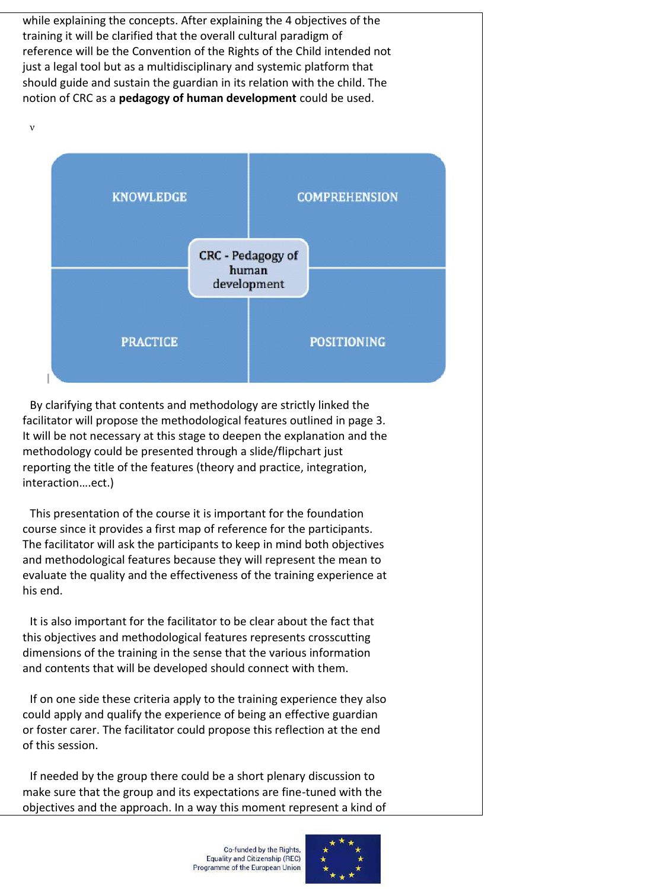while explaining the concepts. After explaining the 4 objectives of the training it will be clarified that the overall cultural paradigm of reference will be the Convention of the Rights of the Child intended not just a legal tool but as a multidisciplinary and systemic platform that should guide and sustain the guardian in its relation with the child. The notion of CRC as a **pedagogy of human development** could be used.

v

| KNOWLEDGE | COMPREHENSION |
|---|---|
| PRACTICE | POSITIONING |

CRC - Pedagogy of human development

By clarifying that contents and methodology are strictly linked the facilitator will propose the methodological features outlined in page 3. It will be not necessary at this stage to deepen the explanation and the methodology could be presented through a slide/flipchart just reporting the title of the features (theory and practice, integration, interaction….ect.)

This presentation of the course it is important for the foundation course since it provides a first map of reference for the participants. The facilitator will ask the participants to keep in mind both objectives and methodological features because they will represent the mean to evaluate the quality and the effectiveness of the training experience at his end.

It is also important for the facilitator to be clear about the fact that this objectives and methodological features represents crosscutting dimensions of the training in the sense that the various information and contents that will be developed should connect with them.

If on one side these criteria apply to the training experience they also could apply and qualify the experience of being an effective guardian or foster carer. The facilitator could propose this reflection at the end of this session.

If needed by the group there could be a short plenary discussion to make sure that the group and its expectations are fine-tuned with the objectives and the approach. In a way this moment represent a kind of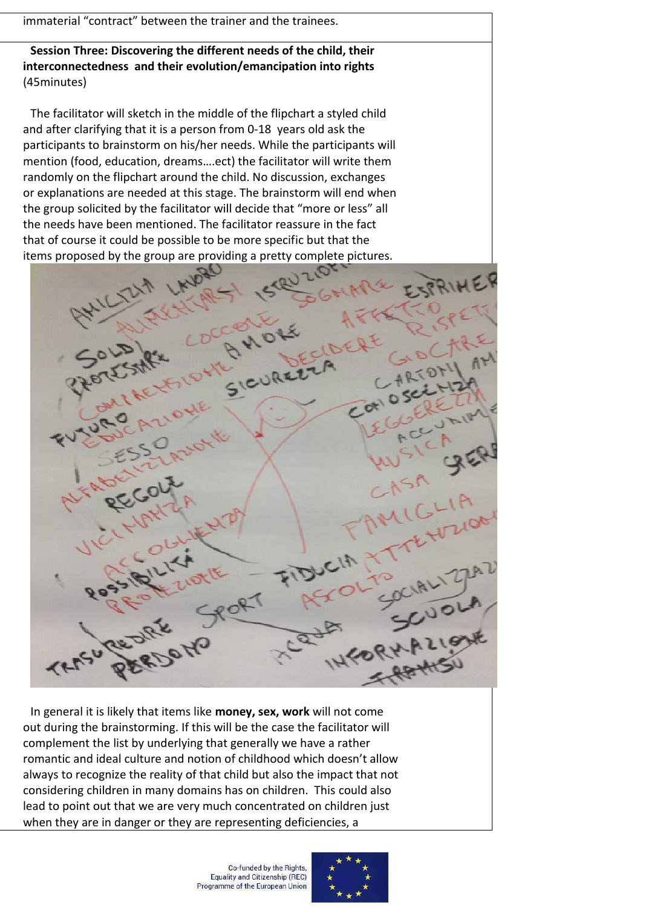immaterial "contract" between the trainer and the trainees.

**Session Three: Discovering the different needs of the child, their interconnectedness and their evolution/emancipation into rights** (45minutes)

The facilitator will sketch in the middle of the flipchart a styled child and after clarifying that it is a person from 0-18 years old ask the participants to brainstorm on his/her needs. While the participants will mention (food, education, dreams….ect) the facilitator will write them randomly on the flipchart around the child. No discussion, exchanges or explanations are needed at this stage. The brainstorm will end when the group solicited by the facilitator will decide that "more or less" all the needs have been mentioned. The facilitator reassure in the fact that of course it could be possible to be more specific but that the items proposed by the group are providing a pretty complete pictures.

In general it is likely that items like **money, sex, work** will not come out during the brainstorming. If this will be the case the facilitator will complement the list by underlying that generally we have a rather romantic and ideal culture and notion of childhood which doesn't allow always to recognize the reality of that child but also the impact that not considering children in many domains has on children. This could also lead to point out that we are very much concentrated on children just when they are in danger or they are representing deficiencies, a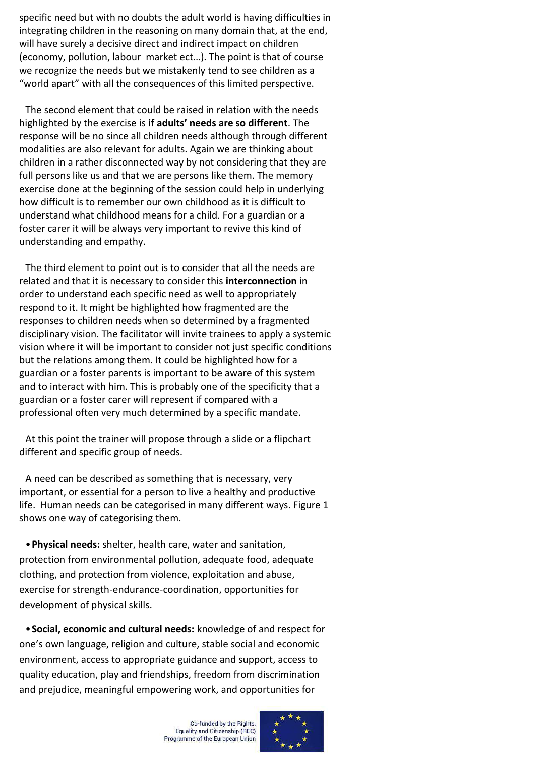specific need but with no doubts the adult world is having difficulties in integrating children in the reasoning on many domain that, at the end, will have surely a decisive direct and indirect impact on children (economy, pollution, labour market ect…). The point is that of course we recognize the needs but we mistakenly tend to see children as a "world apart" with all the consequences of this limited perspective.

The second element that could be raised in relation with the needs highlighted by the exercise is **if adults' needs are so different**. The response will be no since all children needs although through different modalities are also relevant for adults. Again we are thinking about children in a rather disconnected way by not considering that they are full persons like us and that we are persons like them. The memory exercise done at the beginning of the session could help in underlying how difficult is to remember our own childhood as it is difficult to understand what childhood means for a child. For a guardian or a foster carer it will be always very important to revive this kind of understanding and empathy.

The third element to point out is to consider that all the needs are related and that it is necessary to consider this **interconnection** in order to understand each specific need as well to appropriately respond to it. It might be highlighted how fragmented are the responses to children needs when so determined by a fragmented disciplinary vision. The facilitator will invite trainees to apply a systemic vision where it will be important to consider not just specific conditions but the relations among them. It could be highlighted how for a guardian or a foster parents is important to be aware of this system and to interact with him. This is probably one of the specificity that a guardian or a foster carer will represent if compared with a professional often very much determined by a specific mandate.

At this point the trainer will propose through a slide or a flipchart different and specific group of needs.

A need can be described as something that is necessary, very important, or essential for a person to live a healthy and productive life. Human needs can be categorised in many different ways. Figure 1 shows one way of categorising them.

- **Physical needs:** shelter, health care, water and sanitation, protection from environmental pollution, adequate food, adequate clothing, and protection from violence, exploitation and abuse, exercise for strength-endurance-coordination, opportunities for development of physical skills.

- **Social, economic and cultural needs:** knowledge of and respect for one's own language, religion and culture, stable social and economic environment, access to appropriate guidance and support, access to quality education, play and friendships, freedom from discrimination and prejudice, meaningful empowering work, and opportunities for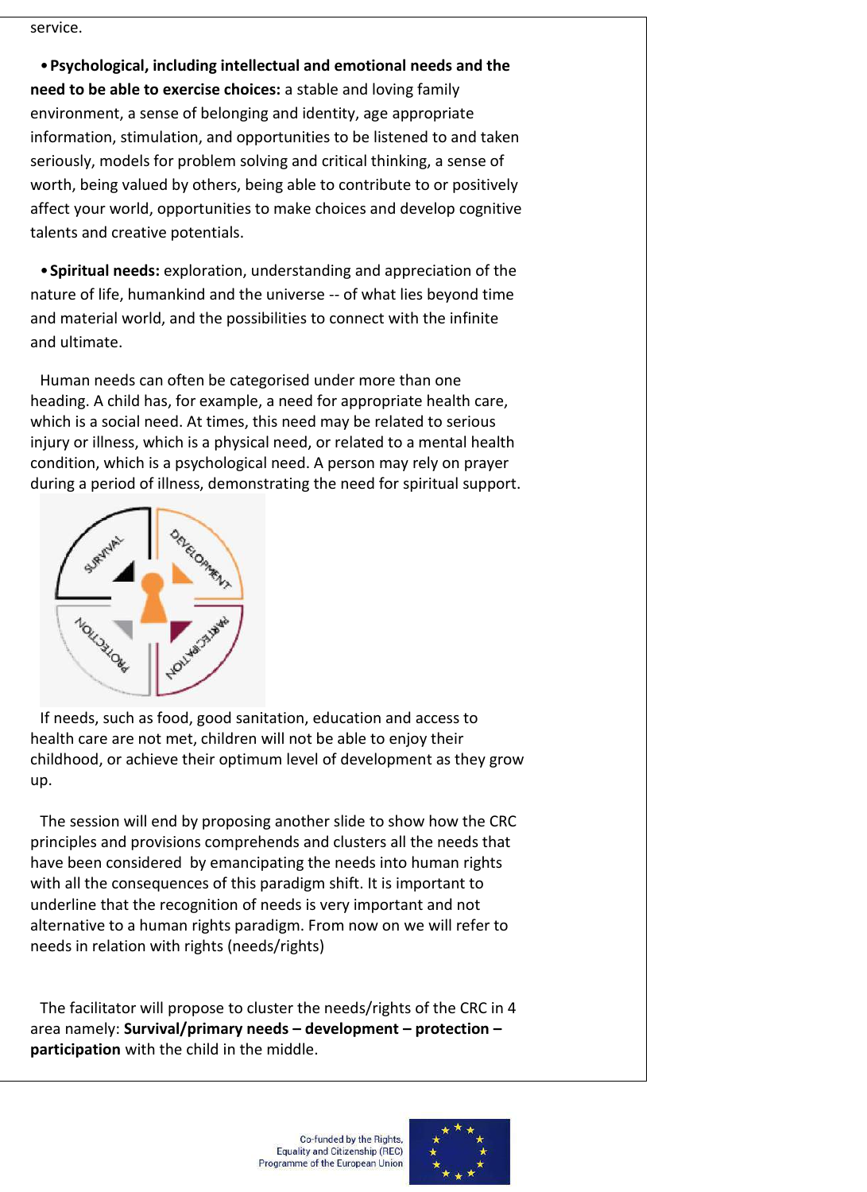service.

• **Psychological, including intellectual and emotional needs and the need to be able to exercise choices:** a stable and loving family environment, a sense of belonging and identity, age appropriate information, stimulation, and opportunities to be listened to and taken seriously, models for problem solving and critical thinking, a sense of worth, being valued by others, being able to contribute to or positively affect your world, opportunities to make choices and develop cognitive talents and creative potentials.

• **Spiritual needs:** exploration, understanding and appreciation of the nature of life, humankind and the universe -- of what lies beyond time and material world, and the possibilities to connect with the infinite and ultimate.

Human needs can often be categorised under more than one heading. A child has, for example, a need for appropriate health care, which is a social need. At times, this need may be related to serious injury or illness, which is a physical need, or related to a mental health condition, which is a psychological need. A person may rely on prayer during a period of illness, demonstrating the need for spiritual support.

If needs, such as food, good sanitation, education and access to health care are not met, children will not be able to enjoy their childhood, or achieve their optimum level of development as they grow up.

The session will end by proposing another slide to show how the CRC principles and provisions comprehends and clusters all the needs that have been considered by emancipating the needs into human rights with all the consequences of this paradigm shift. It is important to underline that the recognition of needs is very important and not alternative to a human rights paradigm. From now on we will refer to needs in relation with rights (needs/rights)

The facilitator will propose to cluster the needs/rights of the CRC in 4 area namely: **Survival/primary needs – development – protection – participation** with the child in the middle.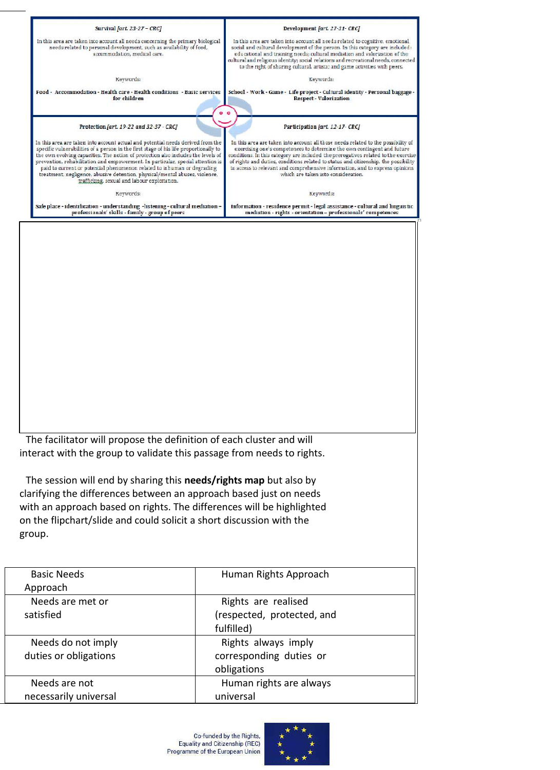| Survival [art. 23-27 – CRC] | Development [art. 27-31- CRC] |
| --- | --- |
| In this area are taken into account all needs concerning the primary biological needs related to personal development, such as availability of food, accommodation, medical care.<br><br>Keywords:<br><br>**Food - Accommodation - Health care - Health conditions - Basic services for children** | In this area are taken into account all needs related to cognitive, emotional, social and cultural development of the person. In this category are included: educational and training needs; cultural mediation and valorization of the cultural and religious identity; social relations and recreational needs, connected to the right of sharing cultural, artistic and game activities with peers.<br><br>Keywords:<br><br>**School - Work - Game - Life project - Cultural identity - Personal baggage - Respect - Valorization** |
| **Protection [art. 19-22 and 32-37 - CRC]** | **Participation [art. 12-17- CRC]** |
| In this area are taken into account actual and potential needs derived from the specific vulnerabilities of a person in the first stage of his life proportionally to the own evolving capacities. The notion of protection also includes the levels of prevention, rehabilitation and empowerment. In particular, special attention is paid to current or potential phenomenon related to inhuman or degrading treatment, negligence, abusive detention, physical/mental abuses, violence, trafficking, sexual and labour exploitation.<br><br>Keywords:<br><br>**Safe place - identification - understanding - listening - cultural mediation - professionals' skills - family - group of peers** | In this area are taken into account all those needs related to the possibility of exercising one's competences to determine the own contingent and future conditions. In this category are included the prerogatives related to the exercise of rights and duties, conditions related to status and citizenship, the possibility to access to relevant and comprehensive information, and to express opinions which are taken into consideration.<br><br>Keywords:<br><br>**Information - residence permit - legal assistance - cultural and linguistic mediation - rights - orientation – professionals' competences** |

The facilitator will propose the definition of each cluster and will interact with the group to validate this passage from needs to rights.

The session will end by sharing this **needs/rights map** but also by clarifying the differences between an approach based just on needs with an approach based on rights. The differences will be highlighted on the flipchart/slide and could solicit a short discussion with the group.

| Basic Needs Approach | Human Rights Approach |
| --- | --- |
| Needs are met or satisfied | Rights are realised (respected, protected, and fulfilled) |
| Needs do not imply duties or obligations | Rights always imply corresponding duties or obligations |
| Needs are not necessarily universal | Human rights are always universal |

Co-funded by the Rights, Equality and Citizenship (REC) Programme of the European Union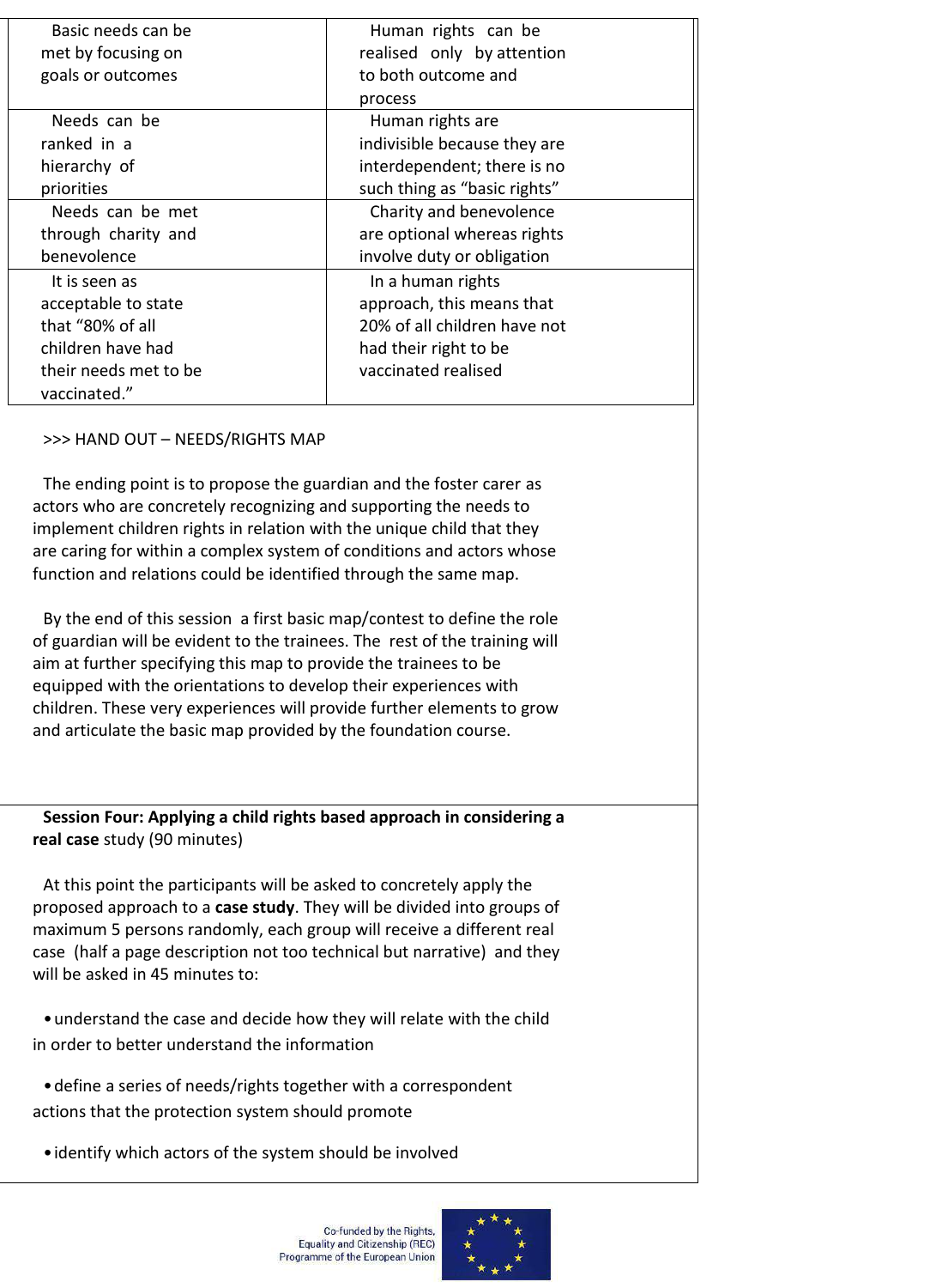| Basic needs can be met by focusing on goals or outcomes | Human rights can be realised only by attention to both outcome and process |
|---|---|
| Needs can be ranked in a hierarchy of priorities | Human rights are indivisible because they are interdependent; there is no such thing as "basic rights" |
| Needs can be met through charity and benevolence | Charity and benevolence are optional whereas rights involve duty or obligation |
| It is seen as acceptable to state that "80% of all children have had their needs met to be vaccinated." | In a human rights approach, this means that 20% of all children have not had their right to be vaccinated realised |

>>> HAND OUT – NEEDS/RIGHTS MAP

The ending point is to propose the guardian and the foster carer as actors who are concretely recognizing and supporting the needs to implement children rights in relation with the unique child that they are caring for within a complex system of conditions and actors whose function and relations could be identified through the same map.

By the end of this session a first basic map/contest to define the role of guardian will be evident to the trainees. The rest of the training will aim at further specifying this map to provide the trainees to be equipped with the orientations to develop their experiences with children. These very experiences will provide further elements to grow and articulate the basic map provided by the foundation course.

**Session Four: Applying a child rights based approach in considering a real case** study (90 minutes)

At this point the participants will be asked to concretely apply the proposed approach to a **case study**. They will be divided into groups of maximum 5 persons randomly, each group will receive a different real case (half a page description not too technical but narrative) and they will be asked in 45 minutes to:

- understand the case and decide how they will relate with the child in order to better understand the information
- define a series of needs/rights together with a correspondent actions that the protection system should promote
- identify which actors of the system should be involved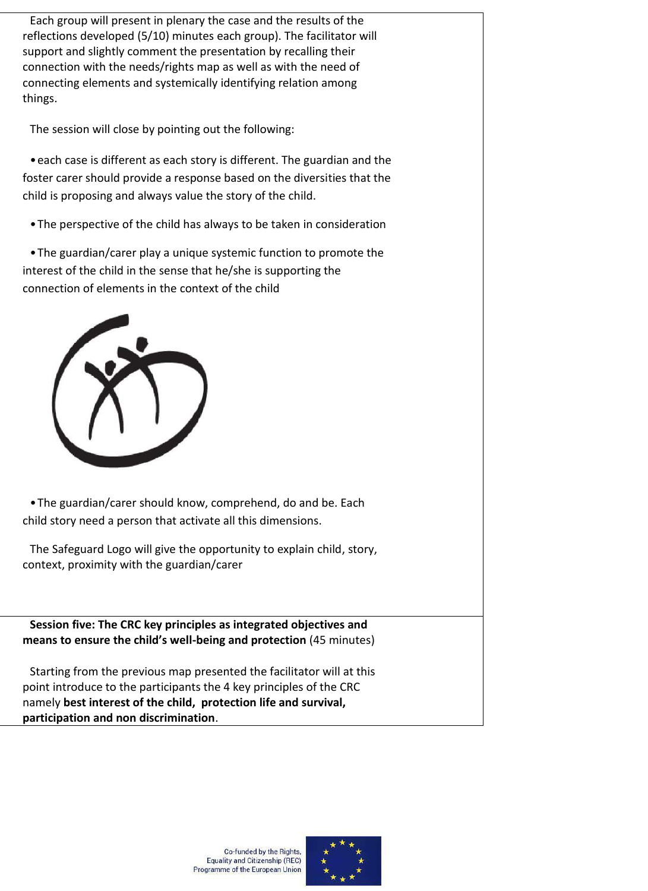Each group will present in plenary the case and the results of the reflections developed (5/10) minutes each group). The facilitator will support and slightly comment the presentation by recalling their connection with the needs/rights map as well as with the need of connecting elements and systemically identifying relation among things.

The session will close by pointing out the following:

- each case is different as each story is different. The guardian and the foster carer should provide a response based on the diversities that the child is proposing and always value the story of the child.
- The perspective of the child has always to be taken in consideration
- The guardian/carer play a unique systemic function to promote the interest of the child in the sense that he/she is supporting the connection of elements in the context of the child
- The guardian/carer should know, comprehend, do and be. Each child story need a person that activate all this dimensions.

The Safeguard Logo will give the opportunity to explain child, story, context, proximity with the guardian/carer

**Session five: The CRC key principles as integrated objectives and means to ensure the child's well-being and protection** (45 minutes)

Starting from the previous map presented the facilitator will at this point introduce to the participants the 4 key principles of the CRC namely **best interest of the child, protection life and survival, participation and non discrimination**.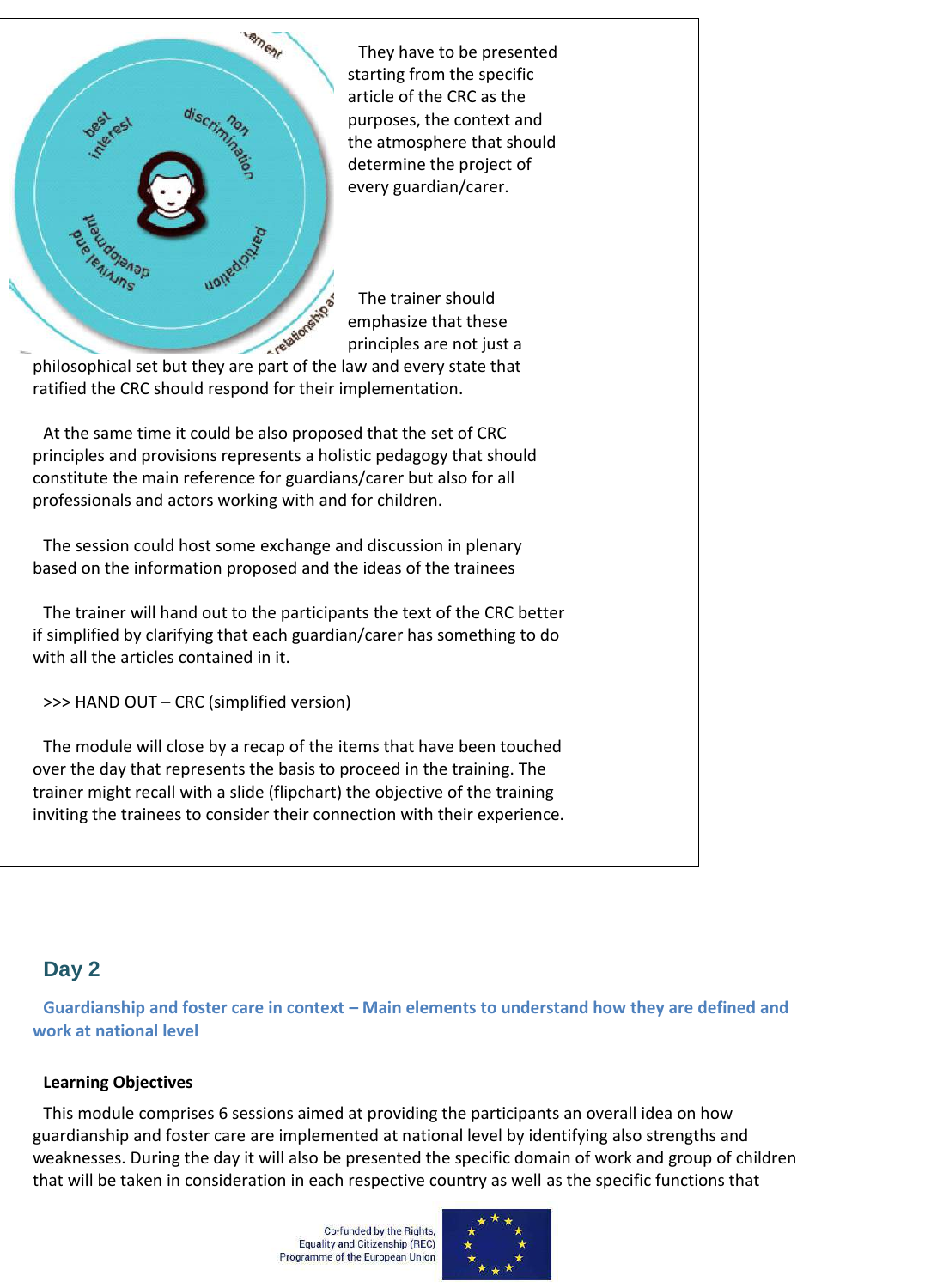They have to be presented starting from the specific article of the CRC as the purposes, the context and the atmosphere that should determine the project of every guardian/carer.

The trainer should emphasize that these principles are not just a philosophical set but they are part of the law and every state that ratified the CRC should respond for their implementation.

At the same time it could be also proposed that the set of CRC principles and provisions represents a holistic pedagogy that should constitute the main reference for guardians/carer but also for all professionals and actors working with and for children.

The session could host some exchange and discussion in plenary based on the information proposed and the ideas of the trainees

The trainer will hand out to the participants the text of the CRC better if simplified by clarifying that each guardian/carer has something to do with all the articles contained in it.

>>> HAND OUT – CRC (simplified version)

The module will close by a recap of the items that have been touched over the day that represents the basis to proceed in the training. The trainer might recall with a slide (flipchart) the objective of the training inviting the trainees to consider their connection with their experience.

## Day 2

### Guardianship and foster care in context – Main elements to understand how they are defined and work at national level

**Learning Objectives**

This module comprises 6 sessions aimed at providing the participants an overall idea on how guardianship and foster care are implemented at national level by identifying also strengths and weaknesses. During the day it will also be presented the specific domain of work and group of children that will be taken in consideration in each respective country as well as the specific functions that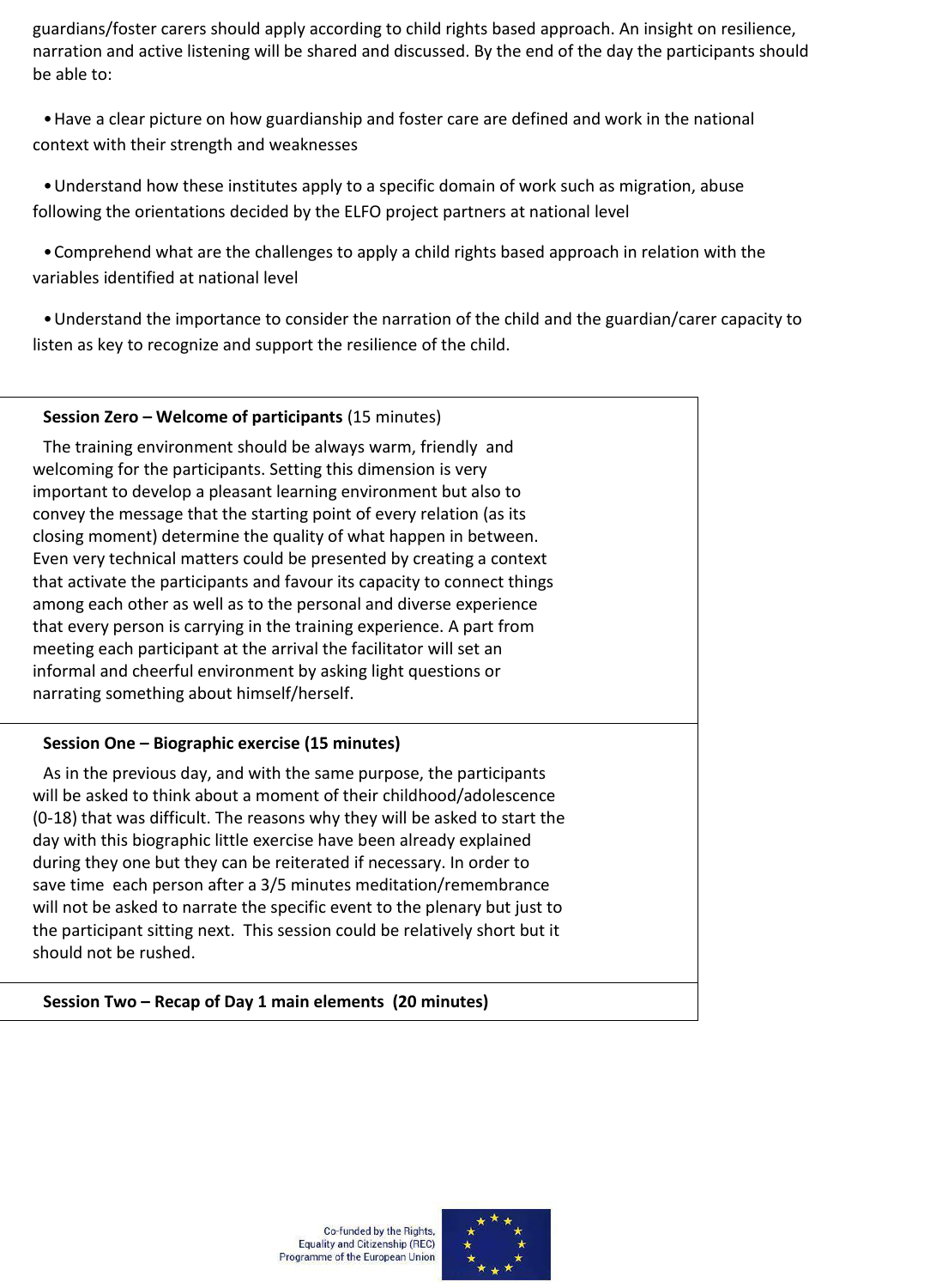guardians/foster carers should apply according to child rights based approach. An insight on resilience, narration and active listening will be shared and discussed. By the end of the day the participants should be able to:

- Have a clear picture on how guardianship and foster care are defined and work in the national context with their strength and weaknesses
- Understand how these institutes apply to a specific domain of work such as migration, abuse following the orientations decided by the ELFO project partners at national level
- Comprehend what are the challenges to apply a child rights based approach in relation with the variables identified at national level
- Understand the importance to consider the narration of the child and the guardian/carer capacity to listen as key to recognize and support the resilience of the child.

**Session Zero – Welcome of participants** (15 minutes)

The training environment should be always warm, friendly and welcoming for the participants. Setting this dimension is very important to develop a pleasant learning environment but also to convey the message that the starting point of every relation (as its closing moment) determine the quality of what happen in between. Even very technical matters could be presented by creating a context that activate the participants and favour its capacity to connect things among each other as well as to the personal and diverse experience that every person is carrying in the training experience. A part from meeting each participant at the arrival the facilitator will set an informal and cheerful environment by asking light questions or narrating something about himself/herself.

**Session One – Biographic exercise (15 minutes)**

As in the previous day, and with the same purpose, the participants will be asked to think about a moment of their childhood/adolescence (0-18) that was difficult. The reasons why they will be asked to start the day with this biographic little exercise have been already explained during they one but they can be reiterated if necessary. In order to save time each person after a 3/5 minutes meditation/remembrance will not be asked to narrate the specific event to the plenary but just to the participant sitting next. This session could be relatively short but it should not be rushed.

**Session Two – Recap of Day 1 main elements (20 minutes)**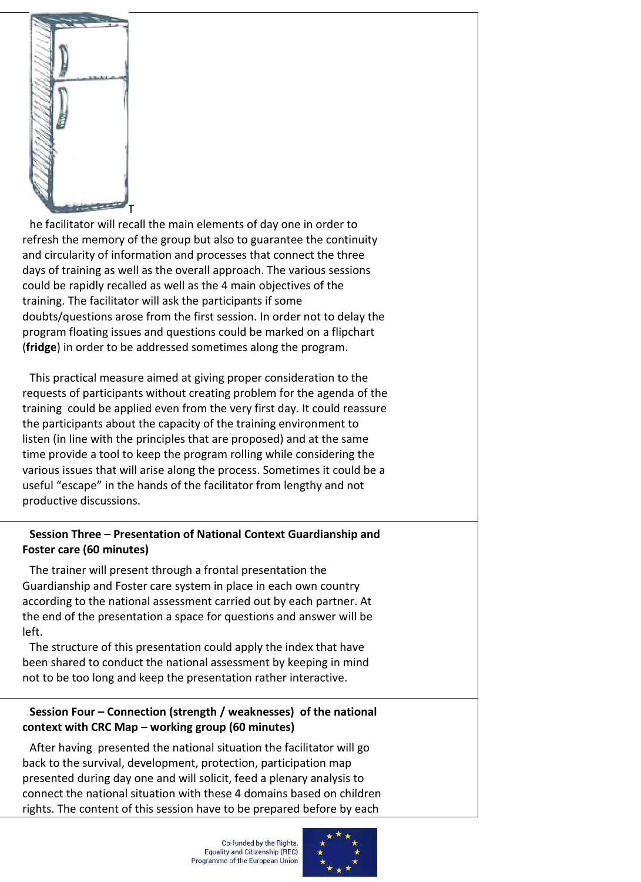The facilitator will recall the main elements of day one in order to refresh the memory of the group but also to guarantee the continuity and circularity of information and processes that connect the three days of training as well as the overall approach. The various sessions could be rapidly recalled as well as the 4 main objectives of the training. The facilitator will ask the participants if some doubts/questions arose from the first session. In order not to delay the program floating issues and questions could be marked on a flipchart (**fridge**) in order to be addressed sometimes along the program.

This practical measure aimed at giving proper consideration to the requests of participants without creating problem for the agenda of the training could be applied even from the very first day. It could reassure the participants about the capacity of the training environment to listen (in line with the principles that are proposed) and at the same time provide a tool to keep the program rolling while considering the various issues that will arise along the process. Sometimes it could be a useful "escape" in the hands of the facilitator from lengthy and not productive discussions.

**Session Three – Presentation of National Context Guardianship and Foster care (60 minutes)**

The trainer will present through a frontal presentation the Guardianship and Foster care system in place in each own country according to the national assessment carried out by each partner. At the end of the presentation a space for questions and answer will be left.

The structure of this presentation could apply the index that have been shared to conduct the national assessment by keeping in mind not to be too long and keep the presentation rather interactive.

**Session Four – Connection (strength / weaknesses) of the national context with CRC Map – working group (60 minutes)**

After having presented the national situation the facilitator will go back to the survival, development, protection, participation map presented during day one and will solicit, feed a plenary analysis to connect the national situation with these 4 domains based on children rights. The content of this session have to be prepared before by each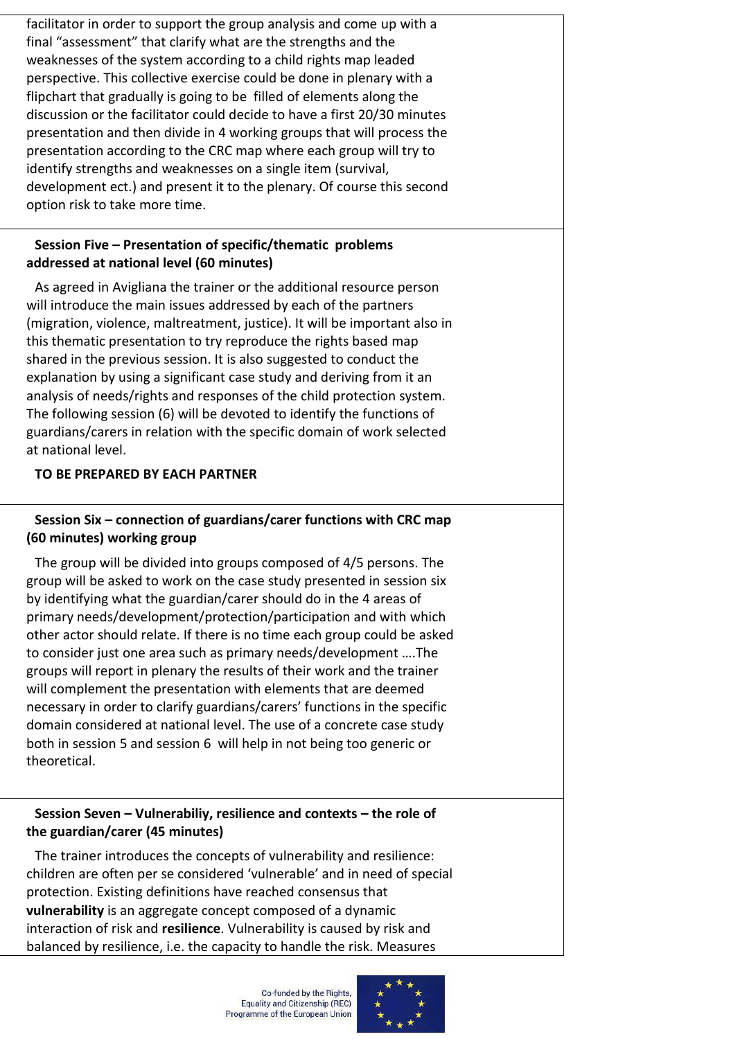facilitator in order to support the group analysis and come up with a final "assessment" that clarify what are the strengths and the weaknesses of the system according to a child rights map leaded perspective. This collective exercise could be done in plenary with a flipchart that gradually is going to be filled of elements along the discussion or the facilitator could decide to have a first 20/30 minutes presentation and then divide in 4 working groups that will process the presentation according to the CRC map where each group will try to identify strengths and weaknesses on a single item (survival, development ect.) and present it to the plenary. Of course this second option risk to take more time.

**Session Five – Presentation of specific/thematic problems addressed at national level (60 minutes)**

As agreed in Avigliana the trainer or the additional resource person will introduce the main issues addressed by each of the partners (migration, violence, maltreatment, justice). It will be important also in this thematic presentation to try reproduce the rights based map shared in the previous session. It is also suggested to conduct the explanation by using a significant case study and deriving from it an analysis of needs/rights and responses of the child protection system. The following session (6) will be devoted to identify the functions of guardians/carers in relation with the specific domain of work selected at national level.

**TO BE PREPARED BY EACH PARTNER**

**Session Six – connection of guardians/carer functions with CRC map (60 minutes) working group**

The group will be divided into groups composed of 4/5 persons. The group will be asked to work on the case study presented in session six by identifying what the guardian/carer should do in the 4 areas of primary needs/development/protection/participation and with which other actor should relate. If there is no time each group could be asked to consider just one area such as primary needs/development ….The groups will report in plenary the results of their work and the trainer will complement the presentation with elements that are deemed necessary in order to clarify guardians/carers' functions in the specific domain considered at national level. The use of a concrete case study both in session 5 and session 6 will help in not being too generic or theoretical.

**Session Seven – Vulnerabiliy, resilience and contexts – the role of the guardian/carer (45 minutes)**

The trainer introduces the concepts of vulnerability and resilience: children are often per se considered 'vulnerable' and in need of special protection. Existing definitions have reached consensus that **vulnerability** is an aggregate concept composed of a dynamic interaction of risk and **resilience**. Vulnerability is caused by risk and balanced by resilience, i.e. the capacity to handle the risk. Measures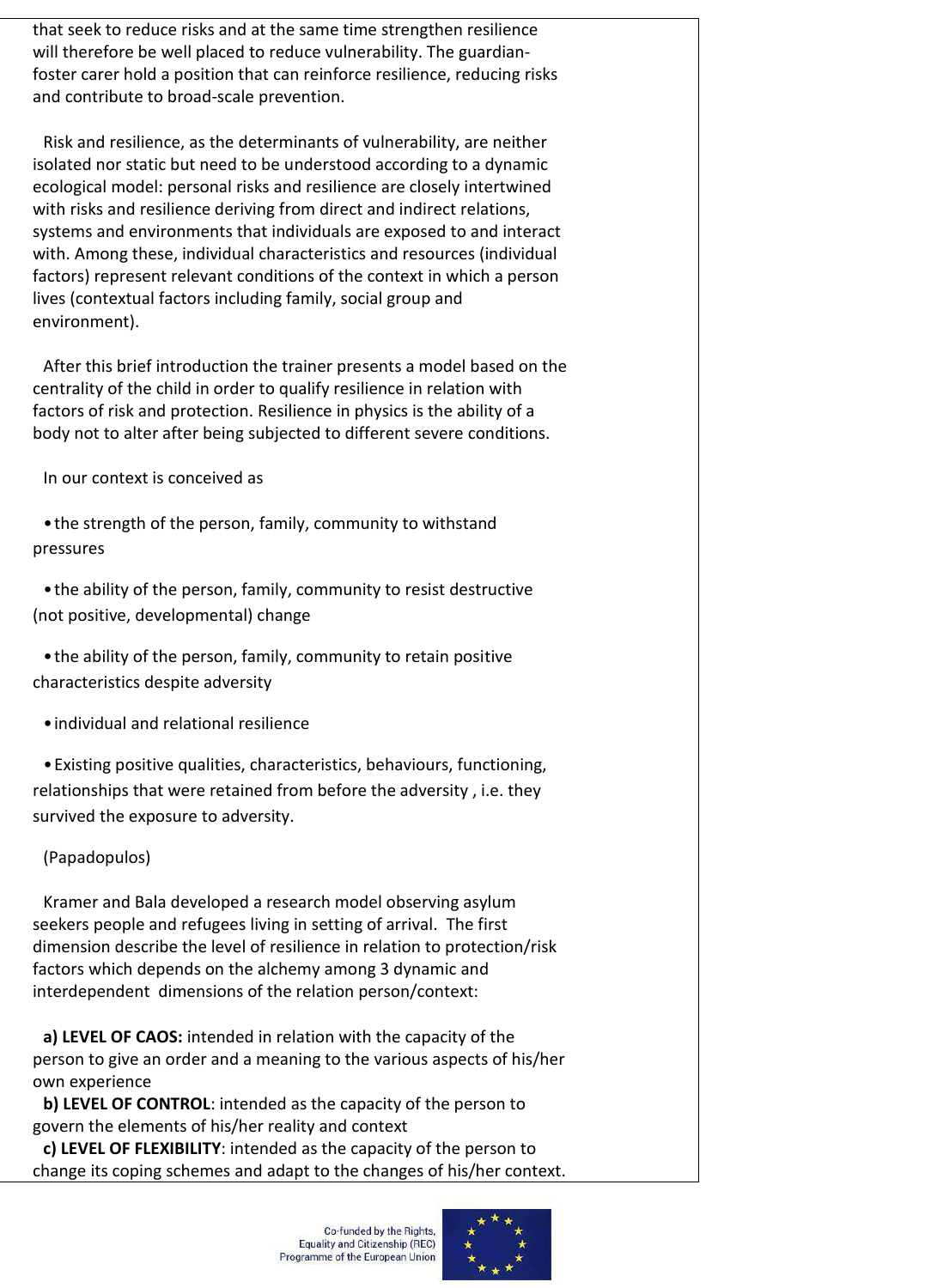that seek to reduce risks and at the same time strengthen resilience will therefore be well placed to reduce vulnerability. The guardian-foster carer hold a position that can reinforce resilience, reducing risks and contribute to broad-scale prevention.

Risk and resilience, as the determinants of vulnerability, are neither isolated nor static but need to be understood according to a dynamic ecological model: personal risks and resilience are closely intertwined with risks and resilience deriving from direct and indirect relations, systems and environments that individuals are exposed to and interact with. Among these, individual characteristics and resources (individual factors) represent relevant conditions of the context in which a person lives (contextual factors including family, social group and environment).

After this brief introduction the trainer presents a model based on the centrality of the child in order to qualify resilience in relation with factors of risk and protection. Resilience in physics is the ability of a body not to alter after being subjected to different severe conditions.

In our context is conceived as

- the strength of the person, family, community to withstand pressures
- the ability of the person, family, community to resist destructive (not positive, developmental) change
- the ability of the person, family, community to retain positive characteristics despite adversity
- individual and relational resilience
- Existing positive qualities, characteristics, behaviours, functioning, relationships that were retained from before the adversity , i.e. they survived the exposure to adversity.

(Papadopulos)

Kramer and Bala developed a research model observing asylum seekers people and refugees living in setting of arrival. The first dimension describe the level of resilience in relation to protection/risk factors which depends on the alchemy among 3 dynamic and interdependent dimensions of the relation person/context:

**a) LEVEL OF CAOS:** intended in relation with the capacity of the person to give an order and a meaning to the various aspects of his/her own experience
**b) LEVEL OF CONTROL**: intended as the capacity of the person to govern the elements of his/her reality and context
**c) LEVEL OF FLEXIBILITY**: intended as the capacity of the person to change its coping schemes and adapt to the changes of his/her context.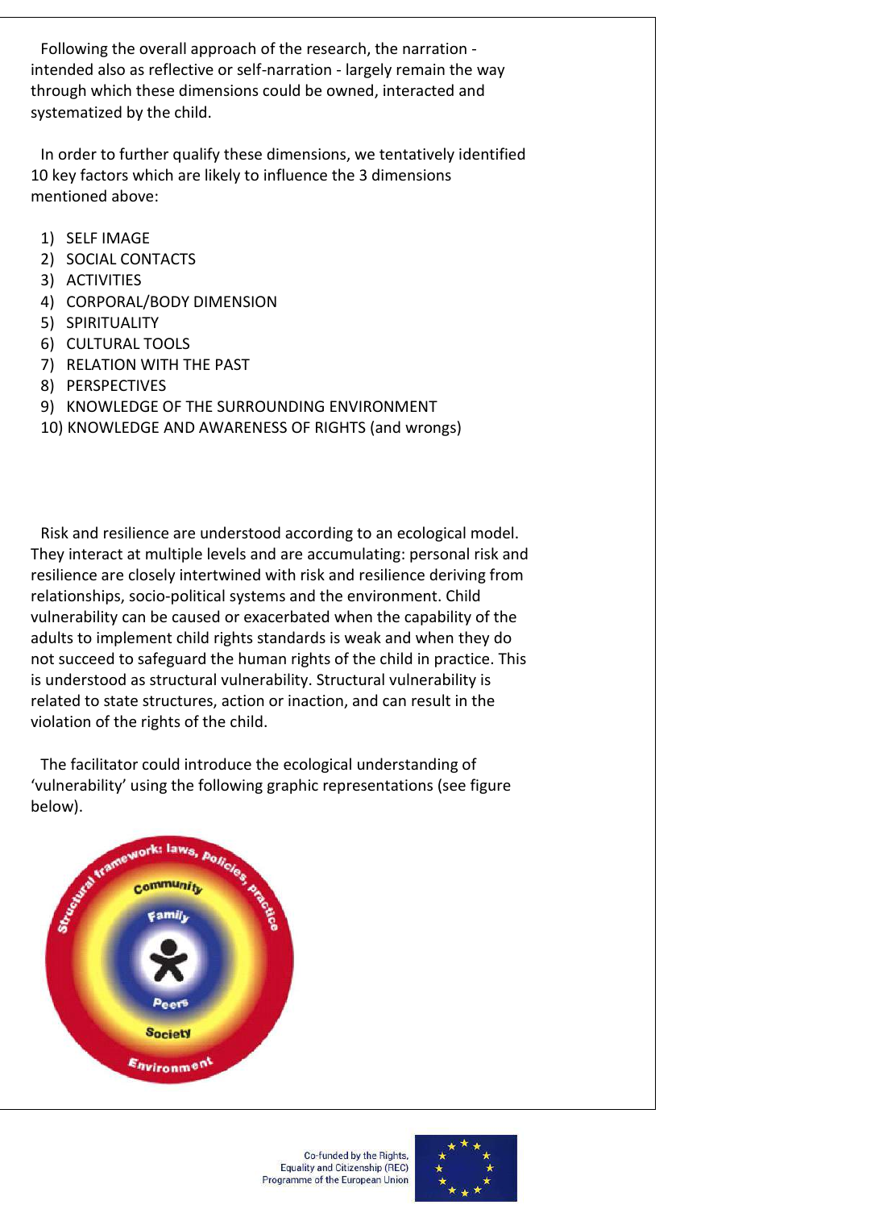Following the overall approach of the research, the narration - intended also as reflective or self-narration - largely remain the way through which these dimensions could be owned, interacted and systematized by the child.

In order to further qualify these dimensions, we tentatively identified 10 key factors which are likely to influence the 3 dimensions mentioned above:

1) SELF IMAGE
2) SOCIAL CONTACTS
3) ACTIVITIES
4) CORPORAL/BODY DIMENSION
5) SPIRITUALITY
6) CULTURAL TOOLS
7) RELATION WITH THE PAST
8) PERSPECTIVES
9) KNOWLEDGE OF THE SURROUNDING ENVIRONMENT
10) KNOWLEDGE AND AWARENESS OF RIGHTS (and wrongs)

Risk and resilience are understood according to an ecological model. They interact at multiple levels and are accumulating: personal risk and resilience are closely intertwined with risk and resilience deriving from relationships, socio-political systems and the environment. Child vulnerability can be caused or exacerbated when the capability of the adults to implement child rights standards is weak and when they do not succeed to safeguard the human rights of the child in practice. This is understood as structural vulnerability. Structural vulnerability is related to state structures, action or inaction, and can result in the violation of the rights of the child.

The facilitator could introduce the ecological understanding of 'vulnerability' using the following graphic representations (see figure below).

Structural framework: laws, policies, practice
Community
Family
Peers
Society
Environment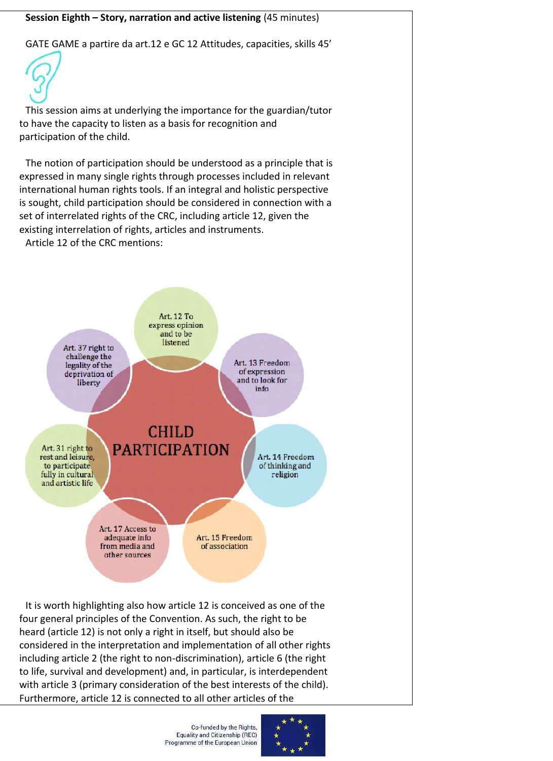**Session Eighth – Story, narration and active listening** (45 minutes)

GATE GAME a partire da art.12 e GC 12 Attitudes, capacities, skills 45'

This session aims at underlying the importance for the guardian/tutor to have the capacity to listen as a basis for recognition and participation of the child.

The notion of participation should be understood as a principle that is expressed in many single rights through processes included in relevant international human rights tools. If an integral and holistic perspective is sought, child participation should be considered in connection with a set of interrelated rights of the CRC, including article 12, given the existing interrelation of rights, articles and instruments.

Article 12 of the CRC mentions:

CHILD PARTICIPATION

- Art. 12 To express opinion and to be listened
- Art. 13 Freedom of expression and to look for info
- Art. 14 Freedom of thinking and religion
- Art. 15 Freedom of association
- Art. 17 Access to adequate info from media and other sources
- Art. 31 right to rest and leisure, to participate fully in cultural and artistic life
- Art. 37 right to challenge the legality of the deprivation of liberty

It is worth highlighting also how article 12 is conceived as one of the four general principles of the Convention. As such, the right to be heard (article 12) is not only a right in itself, but should also be considered in the interpretation and implementation of all other rights including article 2 (the right to non-discrimination), article 6 (the right to life, survival and development) and, in particular, is interdependent with article 3 (primary consideration of the best interests of the child). Furthermore, article 12 is connected to all other articles of the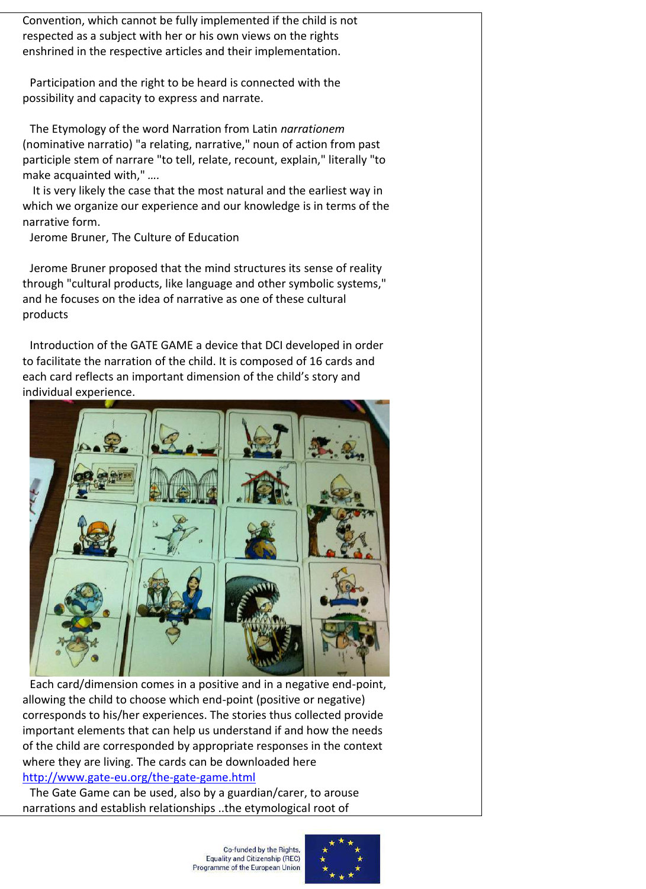Convention, which cannot be fully implemented if the child is not respected as a subject with her or his own views on the rights enshrined in the respective articles and their implementation.

Participation and the right to be heard is connected with the possibility and capacity to express and narrate.

The Etymology of the word Narration from Latin *narrationem* (nominative narratio) "a relating, narrative," noun of action from past participle stem of narrare "to tell, relate, recount, explain," literally "to make acquainted with," ….

It is very likely the case that the most natural and the earliest way in which we organize our experience and our knowledge is in terms of the narrative form.

Jerome Bruner, The Culture of Education

Jerome Bruner proposed that the mind structures its sense of reality through "cultural products, like language and other symbolic systems," and he focuses on the idea of narrative as one of these cultural products

Introduction of the GATE GAME a device that DCI developed in order to facilitate the narration of the child. It is composed of 16 cards and each card reflects an important dimension of the child's story and individual experience.

Each card/dimension comes in a positive and in a negative end-point, allowing the child to choose which end-point (positive or negative) corresponds to his/her experiences. The stories thus collected provide important elements that can help us understand if and how the needs of the child are corresponded by appropriate responses in the context where they are living. The cards can be downloaded here http://www.gate-eu.org/the-gate-game.html

The Gate Game can be used, also by a guardian/carer, to arouse narrations and establish relationships ..the etymological root of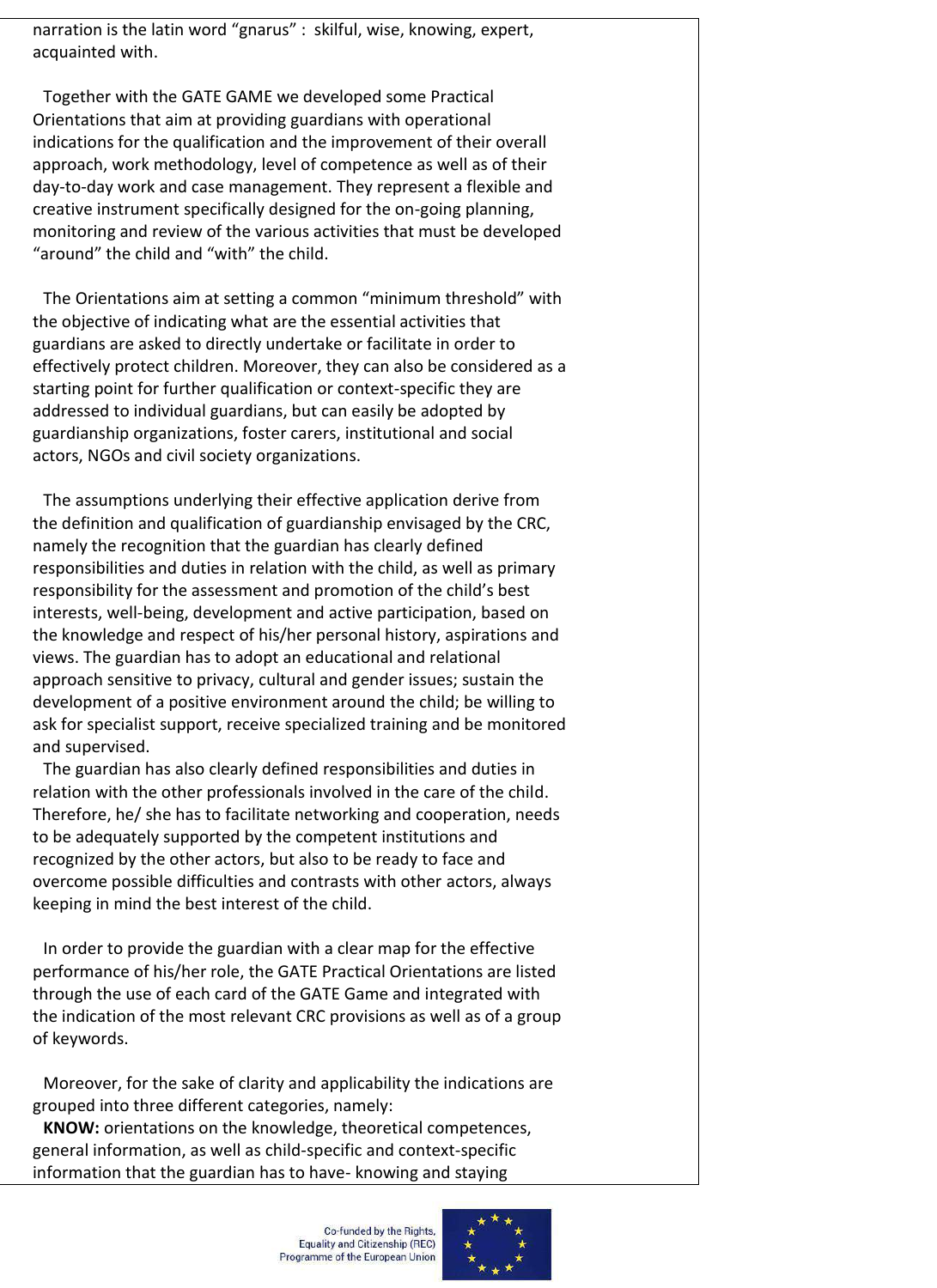narration is the latin word "gnarus" : skilful, wise, knowing, expert, acquainted with.

Together with the GATE GAME we developed some Practical Orientations that aim at providing guardians with operational indications for the qualification and the improvement of their overall approach, work methodology, level of competence as well as of their day-to-day work and case management. They represent a flexible and creative instrument specifically designed for the on-going planning, monitoring and review of the various activities that must be developed "around" the child and "with" the child.

The Orientations aim at setting a common "minimum threshold" with the objective of indicating what are the essential activities that guardians are asked to directly undertake or facilitate in order to effectively protect children. Moreover, they can also be considered as a starting point for further qualification or context-specific they are addressed to individual guardians, but can easily be adopted by guardianship organizations, foster carers, institutional and social actors, NGOs and civil society organizations.

The assumptions underlying their effective application derive from the definition and qualification of guardianship envisaged by the CRC, namely the recognition that the guardian has clearly defined responsibilities and duties in relation with the child, as well as primary responsibility for the assessment and promotion of the child's best interests, well-being, development and active participation, based on the knowledge and respect of his/her personal history, aspirations and views. The guardian has to adopt an educational and relational approach sensitive to privacy, cultural and gender issues; sustain the development of a positive environment around the child; be willing to ask for specialist support, receive specialized training and be monitored and supervised.

The guardian has also clearly defined responsibilities and duties in relation with the other professionals involved in the care of the child. Therefore, he/ she has to facilitate networking and cooperation, needs to be adequately supported by the competent institutions and recognized by the other actors, but also to be ready to face and overcome possible difficulties and contrasts with other actors, always keeping in mind the best interest of the child.

In order to provide the guardian with a clear map for the effective performance of his/her role, the GATE Practical Orientations are listed through the use of each card of the GATE Game and integrated with the indication of the most relevant CRC provisions as well as of a group of keywords.

Moreover, for the sake of clarity and applicability the indications are grouped into three different categories, namely:

**KNOW:** orientations on the knowledge, theoretical competences, general information, as well as child-specific and context-specific information that the guardian has to have- knowing and staying

Co-funded by the Rights, Equality and Citizenship (REC) Programme of the European Union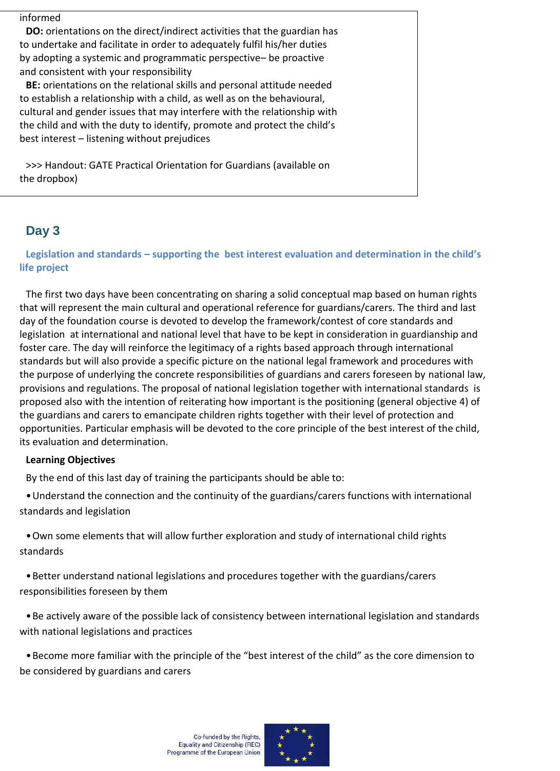informed

**DO:** orientations on the direct/indirect activities that the guardian has to undertake and facilitate in order to adequately fulfil his/her duties by adopting a systemic and programmatic perspective– be proactive and consistent with your responsibility

**BE:** orientations on the relational skills and personal attitude needed to establish a relationship with a child, as well as on the behavioural, cultural and gender issues that may interfere with the relationship with the child and with the duty to identify, promote and protect the child's best interest – listening without prejudices

>>> Handout: GATE Practical Orientation for Guardians (available on the dropbox)

## Day 3

### Legislation and standards – supporting the best interest evaluation and determination in the child's life project

The first two days have been concentrating on sharing a solid conceptual map based on human rights that will represent the main cultural and operational reference for guardians/carers. The third and last day of the foundation course is devoted to develop the framework/contest of core standards and legislation at international and national level that have to be kept in consideration in guardianship and foster care. The day will reinforce the legitimacy of a rights based approach through international standards but will also provide a specific picture on the national legal framework and procedures with the purpose of underlying the concrete responsibilities of guardians and carers foreseen by national law, provisions and regulations. The proposal of national legislation together with international standards is proposed also with the intention of reiterating how important is the positioning (general objective 4) of the guardians and carers to emancipate children rights together with their level of protection and opportunities. Particular emphasis will be devoted to the core principle of the best interest of the child, its evaluation and determination.

**Learning Objectives**

By the end of this last day of training the participants should be able to:

- Understand the connection and the continuity of the guardians/carers functions with international standards and legislation
- Own some elements that will allow further exploration and study of international child rights standards
- Better understand national legislations and procedures together with the guardians/carers responsibilities foreseen by them
- Be actively aware of the possible lack of consistency between international legislation and standards with national legislations and practices
- Become more familiar with the principle of the "best interest of the child" as the core dimension to be considered by guardians and carers

Co-funded by the Rights, Equality and Citizenship (REC) Programme of the European Union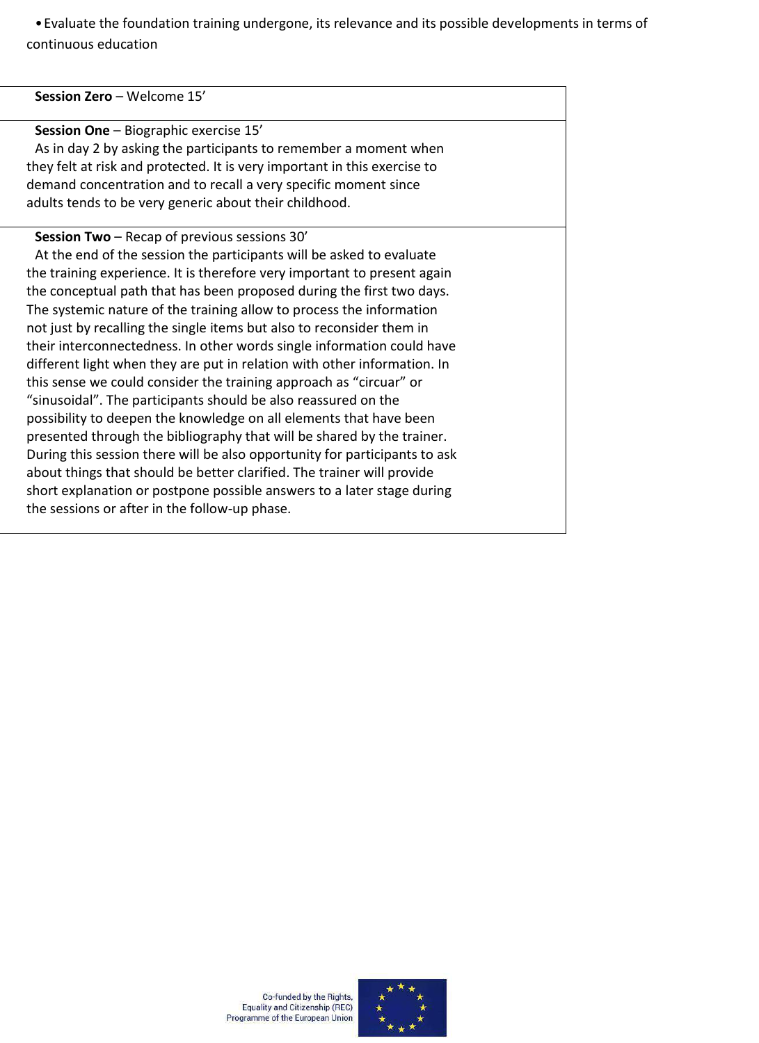- Evaluate the foundation training undergone, its relevance and its possible developments in terms of continuous education

| **Session Zero** – Welcome 15’ |
|---|
| **Session One** – Biographic exercise 15’<br>As in day 2 by asking the participants to remember a moment when they felt at risk and protected. It is very important in this exercise to demand concentration and to recall a very specific moment since adults tends to be very generic about their childhood. |
| **Session Two** – Recap of previous sessions 30’<br>At the end of the session the participants will be asked to evaluate the training experience. It is therefore very important to present again the conceptual path that has been proposed during the first two days. The systemic nature of the training allow to process the information not just by recalling the single items but also to reconsider them in their interconnectedness. In other words single information could have different light when they are put in relation with other information. In this sense we could consider the training approach as “circuar” or “sinusoidal”. The participants should be also reassured on the possibility to deepen the knowledge on all elements that have been presented through the bibliography that will be shared by the trainer. During this session there will be also opportunity for participants to ask about things that should be better clarified. The trainer will provide short explanation or postpone possible answers to a later stage during the sessions or after in the follow-up phase. |

Co-funded by the Rights, Equality and Citizenship (REC) Programme of the European Union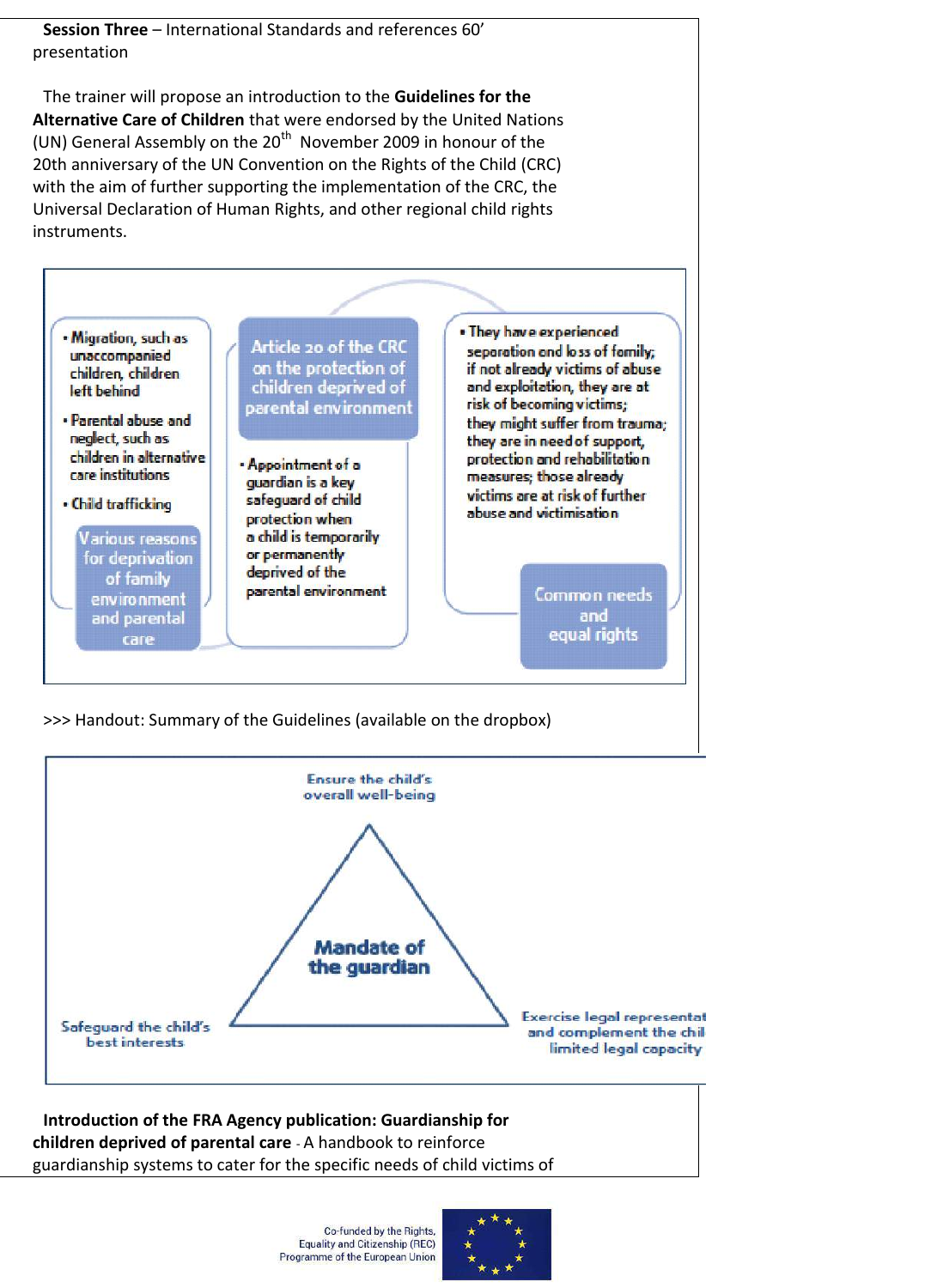**Session Three** – International Standards and references 60' presentation

The trainer will propose an introduction to the **Guidelines for the Alternative Care of Children** that were endorsed by the United Nations (UN) General Assembly on the 20th November 2009 in honour of the 20th anniversary of the UN Convention on the Rights of the Child (CRC) with the aim of further supporting the implementation of the CRC, the Universal Declaration of Human Rights, and other regional child rights instruments.

**Various reasons for deprivation of family environment and parental care**

- Migration, such as unaccompanied children, children left behind
- Parental abuse and neglect, such as children in alternative care institutions
- Child trafficking

**Article 20 of the CRC on the protection of children deprived of parental environment**

- Appointment of a guardian is a key safeguard of child protection when a child is temporarily or permanently deprived of the parental environment

**Common needs and equal rights**

- They have experienced separation and loss of family; if not already victims of abuse and exploitation, they are at risk of becoming victims; they might suffer from trauma; they are in need of support, protection and rehabilitation measures; those already victims are at risk of further abuse and victimisation

>>> Handout: Summary of the Guidelines (available on the dropbox)

**Mandate of the guardian**

- Ensure the child's overall well-being
- Safeguard the child's best interests
- Exercise legal representat[ion] and complement the chil[d's] limited legal capacity

**Introduction of the FRA Agency publication: Guardianship for children deprived of parental care** - A handbook to reinforce guardianship systems to cater for the specific needs of child victims of

Co-funded by the Rights, Equality and Citizenship (REC) Programme of the European Union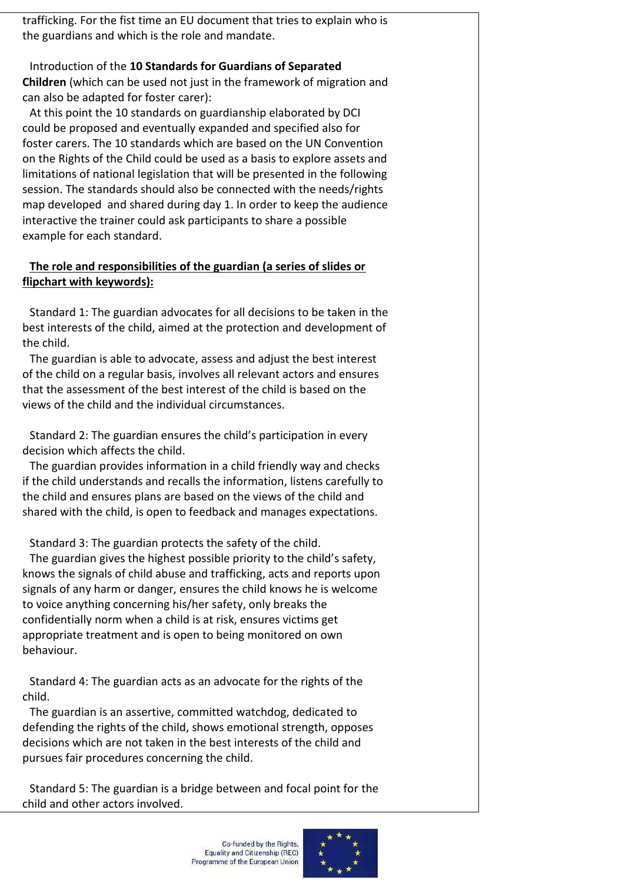trafficking. For the fist time an EU document that tries to explain who is the guardians and which is the role and mandate.

Introduction of the **10 Standards for Guardians of Separated Children** (which can be used not just in the framework of migration and can also be adapted for foster carer):

At this point the 10 standards on guardianship elaborated by DCI could be proposed and eventually expanded and specified also for foster carers. The 10 standards which are based on the UN Convention on the Rights of the Child could be used as a basis to explore assets and limitations of national legislation that will be presented in the following session. The standards should also be connected with the needs/rights map developed and shared during day 1. In order to keep the audience interactive the trainer could ask participants to share a possible example for each standard.

**The role and responsibilities of the guardian (a series of slides or flipchart with keywords):**

Standard 1: The guardian advocates for all decisions to be taken in the best interests of the child, aimed at the protection and development of the child.

The guardian is able to advocate, assess and adjust the best interest of the child on a regular basis, involves all relevant actors and ensures that the assessment of the best interest of the child is based on the views of the child and the individual circumstances.

Standard 2: The guardian ensures the child's participation in every decision which affects the child.

The guardian provides information in a child friendly way and checks if the child understands and recalls the information, listens carefully to the child and ensures plans are based on the views of the child and shared with the child, is open to feedback and manages expectations.

Standard 3: The guardian protects the safety of the child.

The guardian gives the highest possible priority to the child's safety, knows the signals of child abuse and trafficking, acts and reports upon signals of any harm or danger, ensures the child knows he is welcome to voice anything concerning his/her safety, only breaks the confidentially norm when a child is at risk, ensures victims get appropriate treatment and is open to being monitored on own behaviour.

Standard 4: The guardian acts as an advocate for the rights of the child.

The guardian is an assertive, committed watchdog, dedicated to defending the rights of the child, shows emotional strength, opposes decisions which are not taken in the best interests of the child and pursues fair procedures concerning the child.

Standard 5: The guardian is a bridge between and focal point for the child and other actors involved.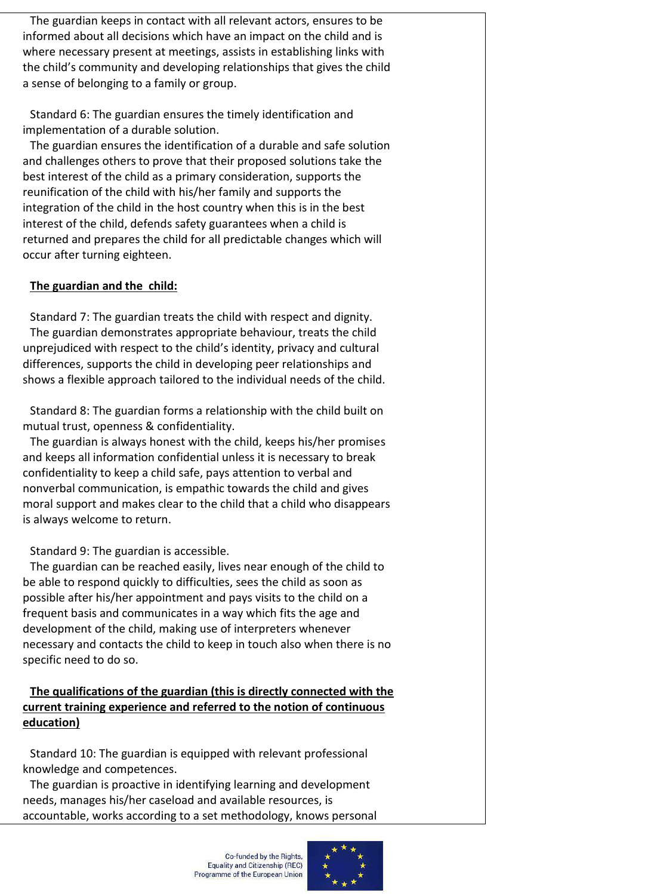The guardian keeps in contact with all relevant actors, ensures to be informed about all decisions which have an impact on the child and is where necessary present at meetings, assists in establishing links with the child's community and developing relationships that gives the child a sense of belonging to a family or group.

Standard 6: The guardian ensures the timely identification and implementation of a durable solution.

The guardian ensures the identification of a durable and safe solution and challenges others to prove that their proposed solutions take the best interest of the child as a primary consideration, supports the reunification of the child with his/her family and supports the integration of the child in the host country when this is in the best interest of the child, defends safety guarantees when a child is returned and prepares the child for all predictable changes which will occur after turning eighteen.

**The guardian and the child:**

Standard 7: The guardian treats the child with respect and dignity.

The guardian demonstrates appropriate behaviour, treats the child unprejudiced with respect to the child's identity, privacy and cultural differences, supports the child in developing peer relationships and shows a flexible approach tailored to the individual needs of the child.

Standard 8: The guardian forms a relationship with the child built on mutual trust, openness & confidentiality.

The guardian is always honest with the child, keeps his/her promises and keeps all information confidential unless it is necessary to break confidentiality to keep a child safe, pays attention to verbal and nonverbal communication, is empathic towards the child and gives moral support and makes clear to the child that a child who disappears is always welcome to return.

Standard 9: The guardian is accessible.

The guardian can be reached easily, lives near enough of the child to be able to respond quickly to difficulties, sees the child as soon as possible after his/her appointment and pays visits to the child on a frequent basis and communicates in a way which fits the age and development of the child, making use of interpreters whenever necessary and contacts the child to keep in touch also when there is no specific need to do so.

**The qualifications of the guardian (this is directly connected with the current training experience and referred to the notion of continuous education)**

Standard 10: The guardian is equipped with relevant professional knowledge and competences.

The guardian is proactive in identifying learning and development needs, manages his/her caseload and available resources, is accountable, works according to a set methodology, knows personal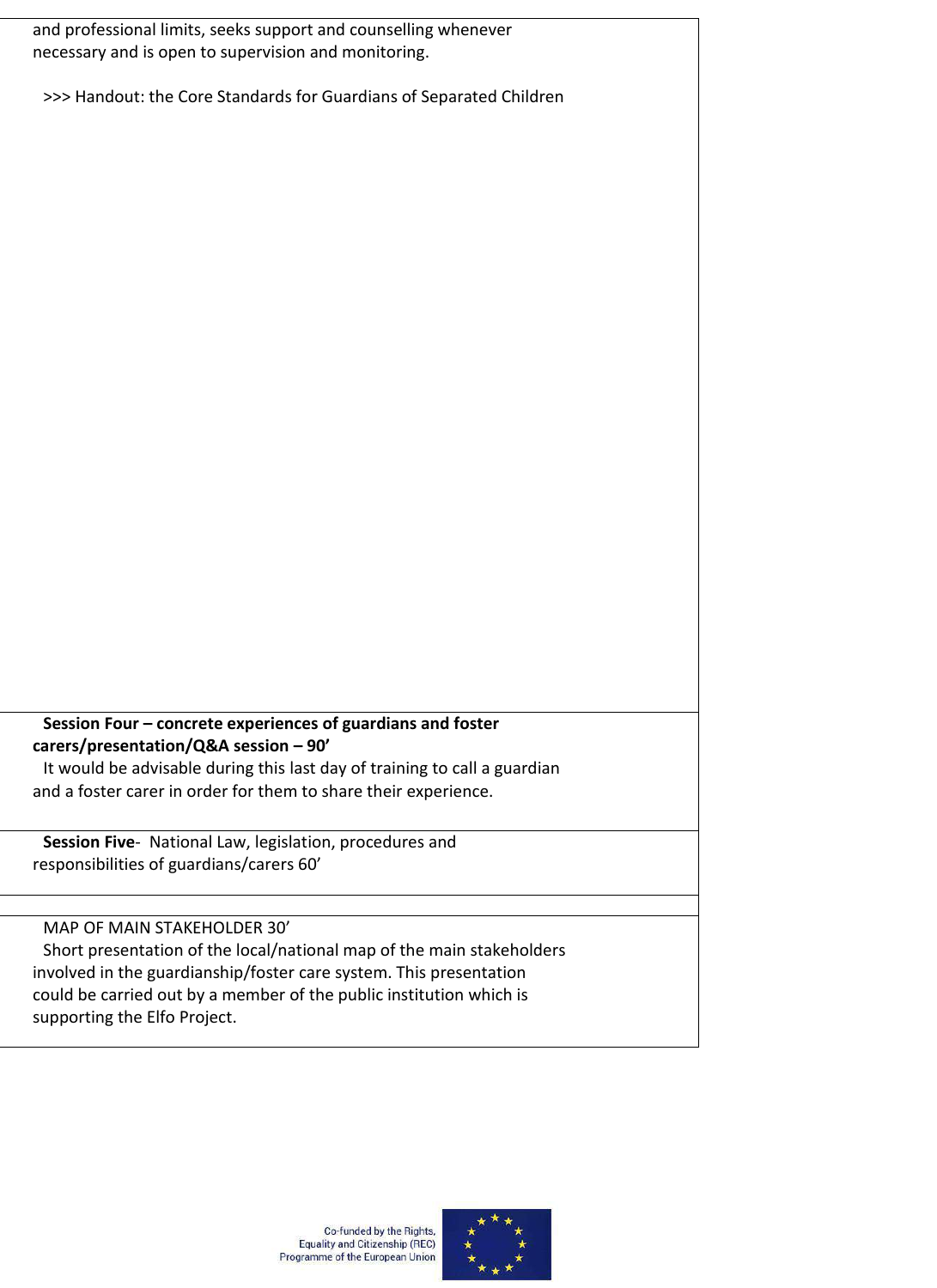and professional limits, seeks support and counselling whenever necessary and is open to supervision and monitoring.

>>> Handout: the Core Standards for Guardians of Separated Children

**Session Four – concrete experiences of guardians and foster carers/presentation/Q&A session – 90'**

It would be advisable during this last day of training to call a guardian and a foster carer in order for them to share their experience.

**Session Five**- National Law, legislation, procedures and responsibilities of guardians/carers 60'

MAP OF MAIN STAKEHOLDER 30'

Short presentation of the local/national map of the main stakeholders involved in the guardianship/foster care system. This presentation could be carried out by a member of the public institution which is supporting the Elfo Project.

Co-funded by the Rights, Equality and Citizenship (REC) Programme of the European Union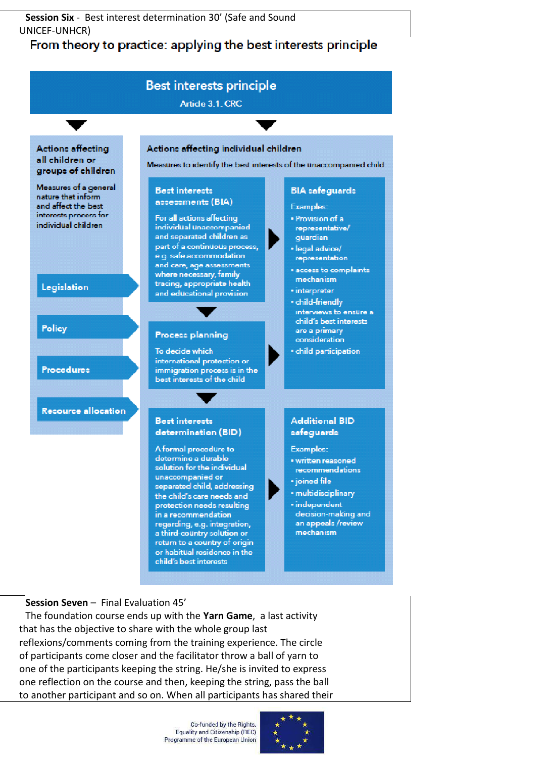**Session Six** - Best interest determination 30' (Safe and Sound UNICEF-UNHCR)

## From theory to practice: applying the best interests principle

**Best interests principle**

Article 3.1. CRC

**Actions affecting all children or groups of children**

Measures of a general nature that inform and affect the best interests process for individual children

- Legislation
- Policy
- Procedures
- Resource allocation

**Actions affecting individual children**

Measures to identify the best interests of the unaccompanied child

**Best interests assessments (BIA)**

For all actions affecting individual unaccompanied and separated children as part of a continuous process, e.g. safe accommodation and care, age assessments where necessary, family tracing, appropriate health and educational provision

**Process planning**

To decide which international protection or immigration process is in the best interests of the child

**BIA safeguards**

Examples:

- Provision of a representative/ guardian
- legal advice/ representation
- access to complaints mechanism
- interpreter
- child-friendly interviews to ensure a child's best interests are a primary consideration
- child participation

**Best interests determination (BID)**

A formal procedure to determine a durable solution for the individual unaccompanied or separated child, addressing the child's care needs and protection needs resulting in a recommendation regarding, e.g. integration, a third-country solution or return to a country of origin or habitual residence in the child's best interests

**Additional BID safeguards**

Examples:

- written reasoned recommendations
- joined file
- multidisciplinary
- independent decision-making and an appeals /review mechanism

**Session Seven** – Final Evaluation 45'

The foundation course ends up with the **Yarn Game**, a last activity that has the objective to share with the whole group last reflexions/comments coming from the training experience. The circle of participants come closer and the facilitator throw a ball of yarn to one of the participants keeping the string. He/she is invited to express one reflection on the course and then, keeping the string, pass the ball to another participant and so on. When all participants has shared their

Co-funded by the Rights, Equality and Citizenship (REC) Programme of the European Union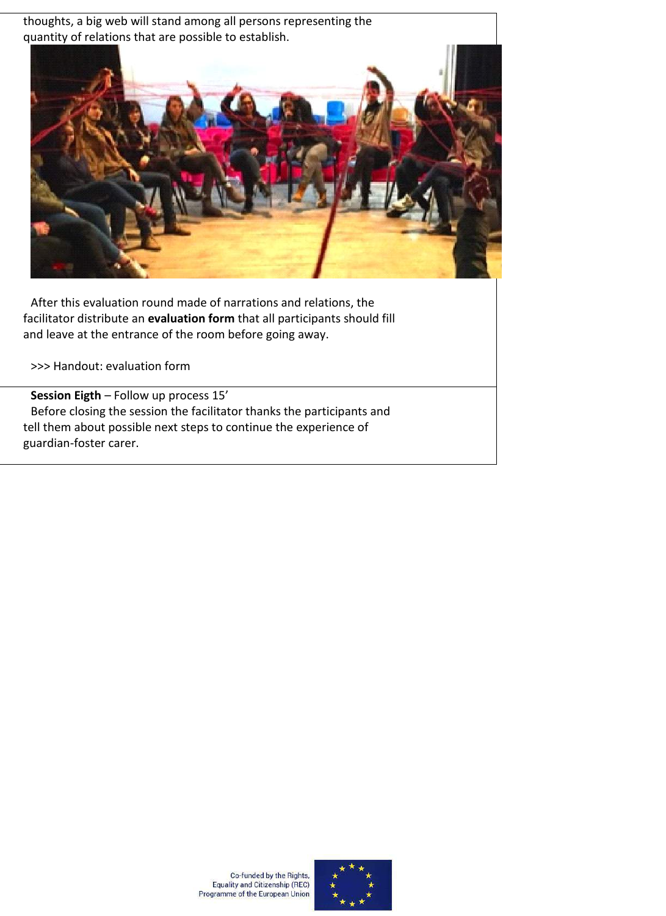thoughts, a big web will stand among all persons representing the quantity of relations that are possible to establish.

After this evaluation round made of narrations and relations, the facilitator distribute an **evaluation form** that all participants should fill and leave at the entrance of the room before going away.

>>> Handout: evaluation form

**Session Eigth** – Follow up process 15'

Before closing the session the facilitator thanks the participants and tell them about possible next steps to continue the experience of guardian-foster carer.